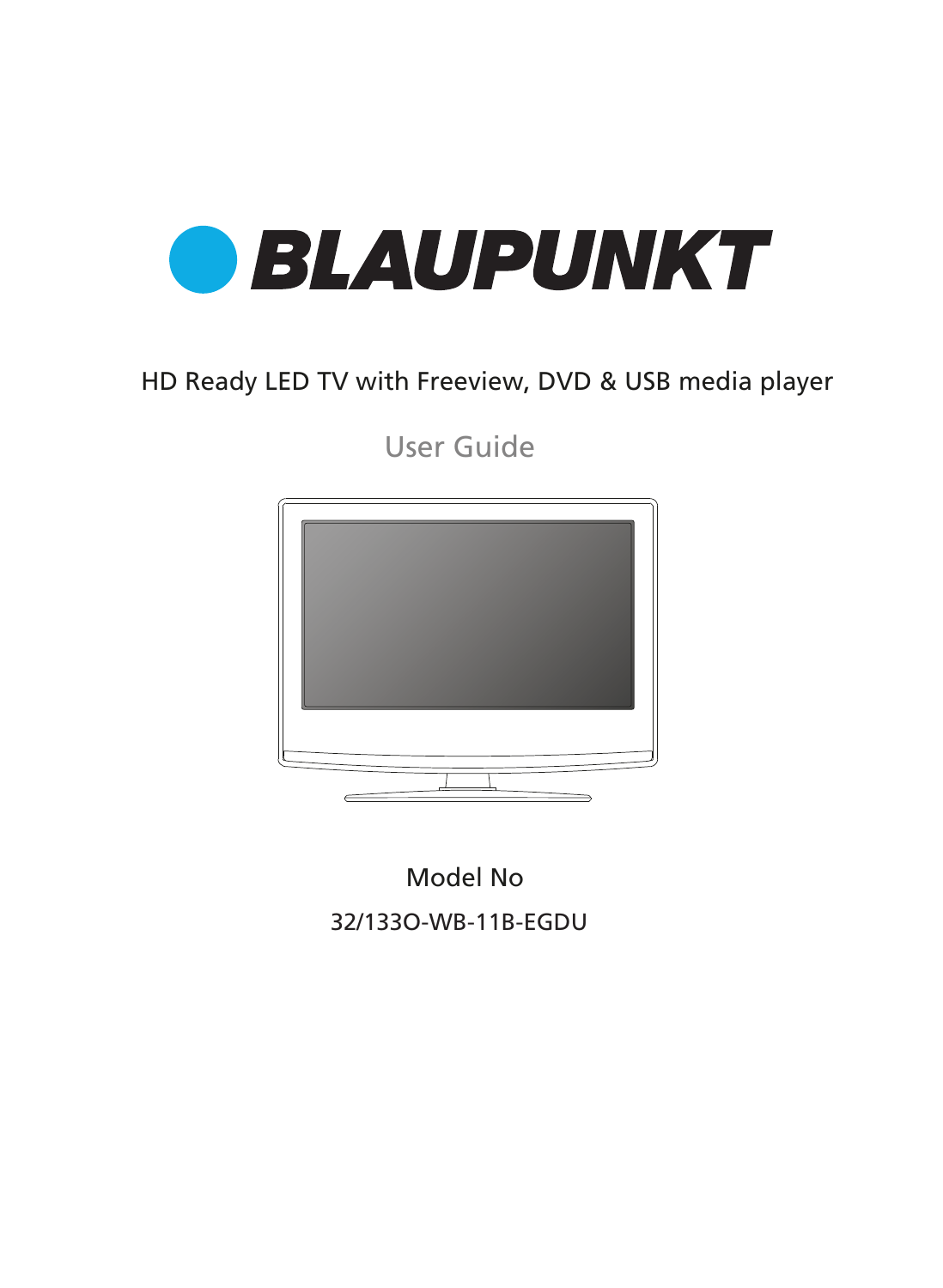# BLAUPUNKT

HD Ready LED TV with Freeview, DVD & USB media player

## User Guide

Model No

32/133O-WB-11B-EGDU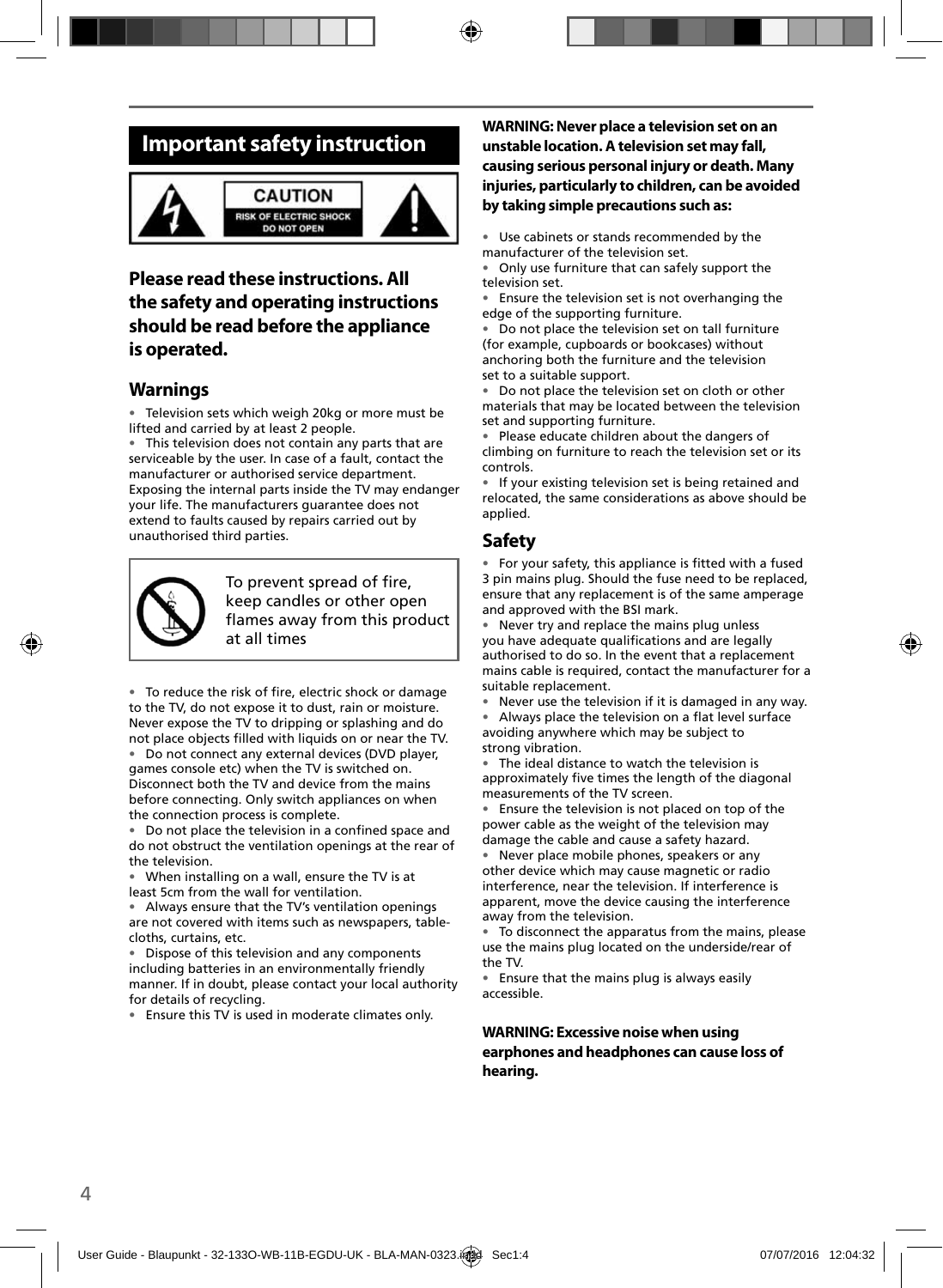# Important safety instruction

CAUTION
RISK OF ELECTRIC SHOCK
DO NOT OPEN

## Please read these instructions. All the safety and operating instructions should be read before the appliance is operated.

### Warnings

- Television sets which weigh 20kg or more must be lifted and carried by at least 2 people.
- This television does not contain any parts that are serviceable by the user. In case of a fault, contact the manufacturer or authorised service department. Exposing the internal parts inside the TV may endanger your life. The manufacturers guarantee does not extend to faults caused by repairs carried out by unauthorised third parties.

To prevent spread of fire, keep candles or other open flames away from this product at all times

- To reduce the risk of fire, electric shock or damage to the TV, do not expose it to dust, rain or moisture. Never expose the TV to dripping or splashing and do not place objects filled with liquids on or near the TV.
- Do not connect any external devices (DVD player, games console etc) when the TV is switched on. Disconnect both the TV and device from the mains before connecting. Only switch appliances on when the connection process is complete.
- Do not place the television in a confined space and do not obstruct the ventilation openings at the rear of the television.
- When installing on a wall, ensure the TV is at least 5cm from the wall for ventilation.
- Always ensure that the TV's ventilation openings are not covered with items such as newspapers, table-cloths, curtains, etc.
- Dispose of this television and any components including batteries in an environmentally friendly manner. If in doubt, please contact your local authority for details of recycling.
- Ensure this TV is used in moderate climates only.

**WARNING: Never place a television set on an unstable location. A television set may fall, causing serious personal injury or death. Many injuries, particularly to children, can be avoided by taking simple precautions such as:**

- Use cabinets or stands recommended by the manufacturer of the television set.
- Only use furniture that can safely support the television set.
- Ensure the television set is not overhanging the edge of the supporting furniture.
- Do not place the television set on tall furniture (for example, cupboards or bookcases) without anchoring both the furniture and the television set to a suitable support.
- Do not place the television set on cloth or other materials that may be located between the television set and supporting furniture.
- Please educate children about the dangers of climbing on furniture to reach the television set or its controls.
- If your existing television set is being retained and relocated, the same considerations as above should be applied.

### Safety

- For your safety, this appliance is fitted with a fused 3 pin mains plug. Should the fuse need to be replaced, ensure that any replacement is of the same amperage and approved with the BSI mark.
- Never try and replace the mains plug unless you have adequate qualifications and are legally authorised to do so. In the event that a replacement mains cable is required, contact the manufacturer for a suitable replacement.
- Never use the television if it is damaged in any way.
- Always place the television on a flat level surface avoiding anywhere which may be subject to strong vibration.
- The ideal distance to watch the television is approximately five times the length of the diagonal measurements of the TV screen.
- Ensure the television is not placed on top of the power cable as the weight of the television may damage the cable and cause a safety hazard.
- Never place mobile phones, speakers or any other device which may cause magnetic or radio interference, near the television. If interference is apparent, move the device causing the interference away from the television.
- To disconnect the apparatus from the mains, please use the mains plug located on the underside/rear of the TV.
- Ensure that the mains plug is always easily accessible.

**WARNING: Excessive noise when using earphones and headphones can cause loss of hearing.**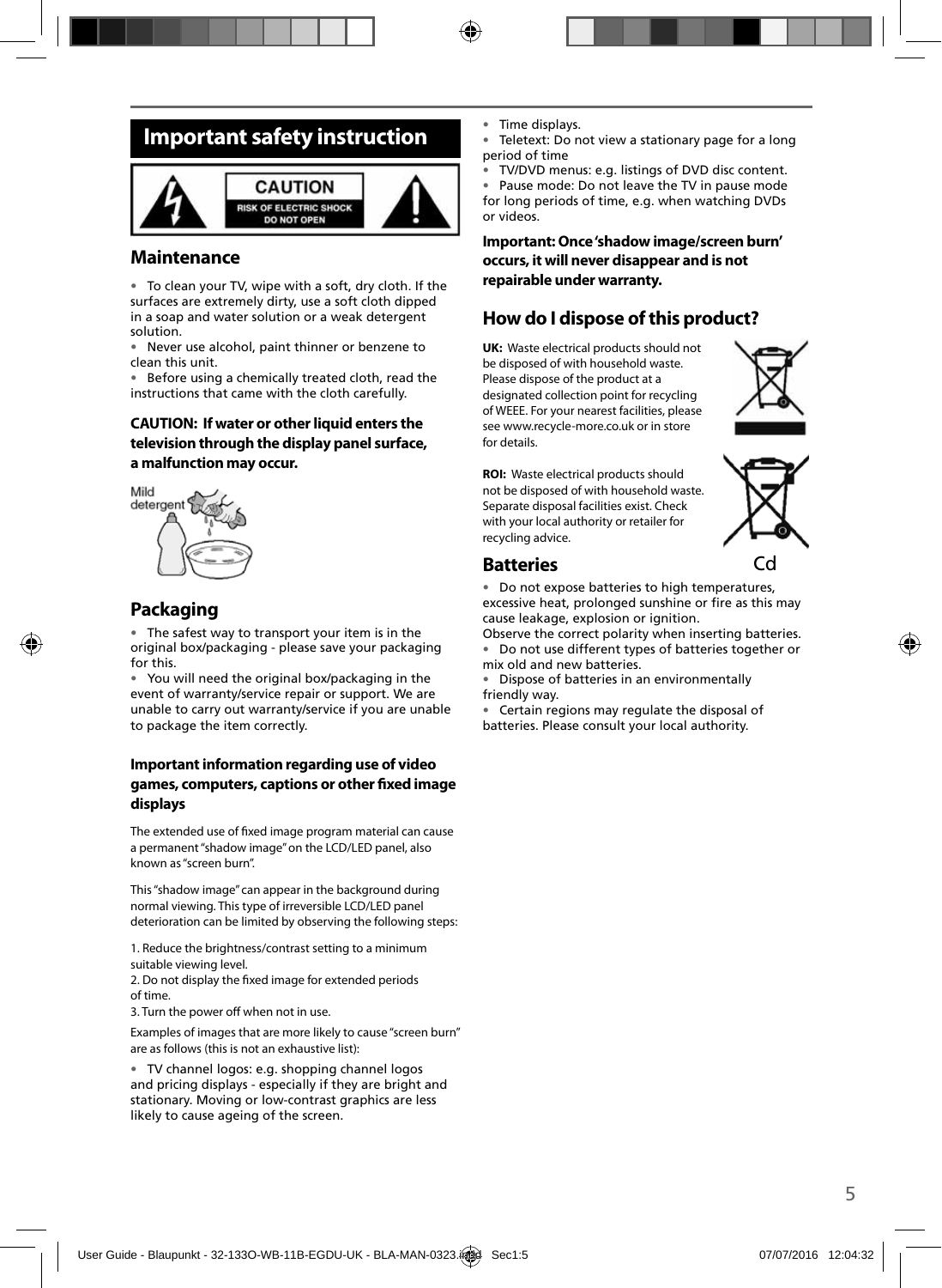# Important safety instruction

CAUTION
RISK OF ELECTRIC SHOCK
DO NOT OPEN

## Maintenance

- To clean your TV, wipe with a soft, dry cloth. If the surfaces are extremely dirty, use a soft cloth dipped in a soap and water solution or a weak detergent solution.
- Never use alcohol, paint thinner or benzene to clean this unit.
- Before using a chemically treated cloth, read the instructions that came with the cloth carefully.

**CAUTION: If water or other liquid enters the television through the display panel surface, a malfunction may occur.**

Mild detergent

## Packaging

- The safest way to transport your item is in the original box/packaging - please save your packaging for this.
- You will need the original box/packaging in the event of warranty/service repair or support. We are unable to carry out warranty/service if you are unable to package the item correctly.

### Important information regarding use of video games, computers, captions or other fixed image displays

The extended use of fixed image program material can cause a permanent "shadow image" on the LCD/LED panel, also known as "screen burn".

This "shadow image" can appear in the background during normal viewing. This type of irreversible LCD/LED panel deterioration can be limited by observing the following steps:

1. Reduce the brightness/contrast setting to a minimum suitable viewing level.
2. Do not display the fixed image for extended periods of time.
3. Turn the power off when not in use.

Examples of images that are more likely to cause "screen burn" are as follows (this is not an exhaustive list):

- TV channel logos: e.g. shopping channel logos and pricing displays - especially if they are bright and stationary. Moving or low-contrast graphics are less likely to cause ageing of the screen.
- Time displays.
- Teletext: Do not view a stationary page for a long period of time
- TV/DVD menus: e.g. listings of DVD disc content.
- Pause mode: Do not leave the TV in pause mode for long periods of time, e.g. when watching DVDs or videos.

**Important: Once 'shadow image/screen burn' occurs, it will never disappear and is not repairable under warranty.**

## How do I dispose of this product?

**UK:** Waste electrical products should not be disposed of with household waste. Please dispose of the product at a designated collection point for recycling of WEEE. For your nearest facilities, please see www.recycle-more.co.uk or in store for details.

**ROI:** Waste electrical products should not be disposed of with household waste. Separate disposal facilities exist. Check with your local authority or retailer for recycling advice.

Cd

## Batteries

- Do not expose batteries to high temperatures, excessive heat, prolonged sunshine or fire as this may cause leakage, explosion or ignition.
Observe the correct polarity when inserting batteries.
- Do not use different types of batteries together or mix old and new batteries.
- Dispose of batteries in an environmentally friendly way.
- Certain regions may regulate the disposal of batteries. Please consult your local authority.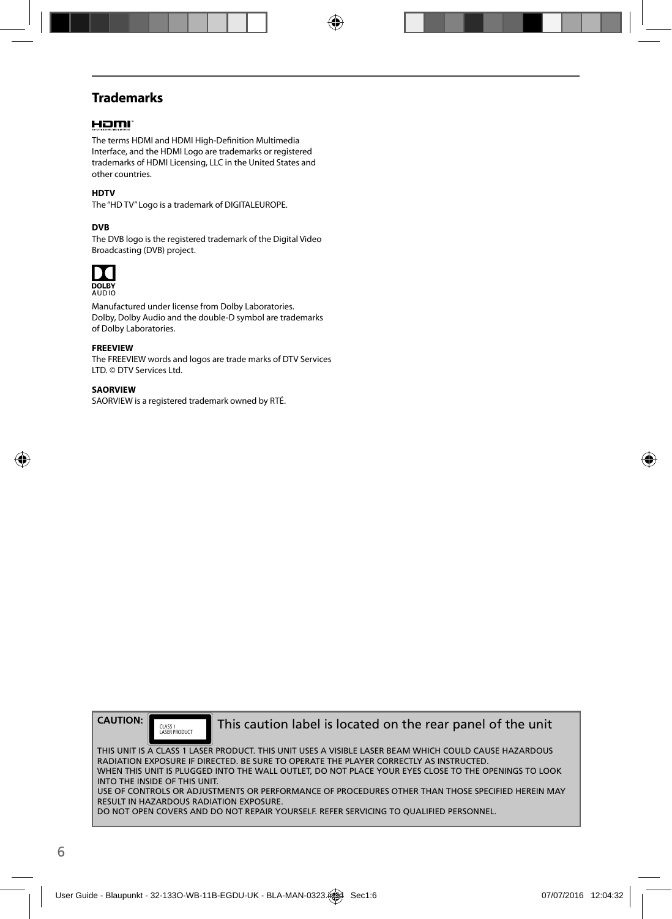## Trademarks

The terms HDMI and HDMI High-Definition Multimedia Interface, and the HDMI Logo are trademarks or registered trademarks of HDMI Licensing, LLC in the United States and other countries.

**HDTV**

The "HD TV" Logo is a trademark of DIGITALEUROPE.

**DVB**

The DVB logo is the registered trademark of the Digital Video Broadcasting (DVB) project.

Manufactured under license from Dolby Laboratories.
Dolby, Dolby Audio and the double-D symbol are trademarks of Dolby Laboratories.

**FREEVIEW**

The FREEVIEW words and logos are trade marks of DTV Services LTD. © DTV Services Ltd.

**SAORVIEW**

SAORVIEW is a registered trademark owned by RTÉ.

**CAUTION:** CLASS 1 LASER PRODUCT This caution label is located on the rear panel of the unit

THIS UNIT IS A CLASS 1 LASER PRODUCT. THIS UNIT USES A VISIBLE LASER BEAM WHICH COULD CAUSE HAZARDOUS RADIATION EXPOSURE IF DIRECTED. BE SURE TO OPERATE THE PLAYER CORRECTLY AS INSTRUCTED.
WHEN THIS UNIT IS PLUGGED INTO THE WALL OUTLET, DO NOT PLACE YOUR EYES CLOSE TO THE OPENINGS TO LOOK INTO THE INSIDE OF THIS UNIT.
USE OF CONTROLS OR ADJUSTMENTS OR PERFORMANCE OF PROCEDURES OTHER THAN THOSE SPECIFIED HEREIN MAY RESULT IN HAZARDOUS RADIATION EXPOSURE.
DO NOT OPEN COVERS AND DO NOT REPAIR YOURSELF. REFER SERVICING TO QUALIFIED PERSONNEL.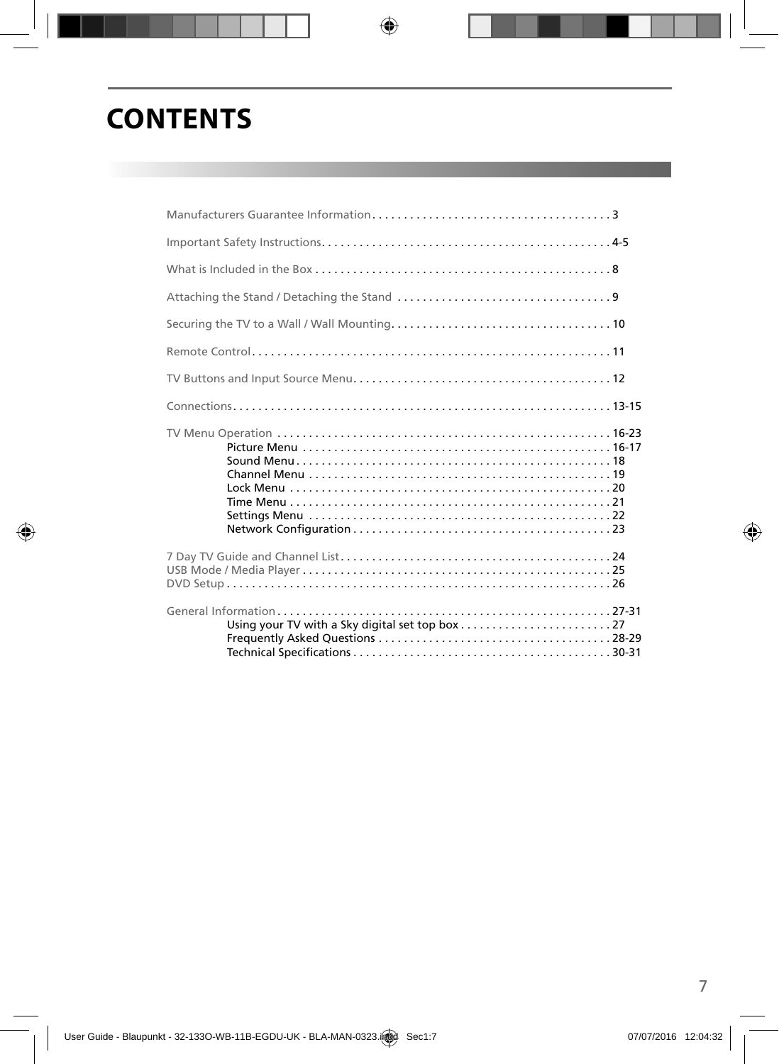# CONTENTS

Manufacturers Guarantee Information . . . . . . . . . . . . . . . . . . . . . . . . . . . . . . . . . . . . . . 3

Important Safety Instructions. . . . . . . . . . . . . . . . . . . . . . . . . . . . . . . . . . . . . . . . . . . . . 4-5

What is Included in the Box . . . . . . . . . . . . . . . . . . . . . . . . . . . . . . . . . . . . . . . . . . . . . . 8

Attaching the Stand / Detaching the Stand . . . . . . . . . . . . . . . . . . . . . . . . . . . . . . . . . . 9

Securing the TV to a Wall / Wall Mounting. . . . . . . . . . . . . . . . . . . . . . . . . . . . . . . . . . . 10

Remote Control. . . . . . . . . . . . . . . . . . . . . . . . . . . . . . . . . . . . . . . . . . . . . . . . . . . . . . . . 11

TV Buttons and Input Source Menu. . . . . . . . . . . . . . . . . . . . . . . . . . . . . . . . . . . . . . . . . 12

Connections. . . . . . . . . . . . . . . . . . . . . . . . . . . . . . . . . . . . . . . . . . . . . . . . . . . . . . . . . . . 13-15

TV Menu Operation . . . . . . . . . . . . . . . . . . . . . . . . . . . . . . . . . . . . . . . . . . . . . . . . . . . . . 16-23
- Picture Menu . . . . . . . . . . . . . . . . . . . . . . . . . . . . . . . . . . . . . . . . . . . . . . . . . 16-17
- Sound Menu . . . . . . . . . . . . . . . . . . . . . . . . . . . . . . . . . . . . . . . . . . . . . . . . . . 18
- Channel Menu . . . . . . . . . . . . . . . . . . . . . . . . . . . . . . . . . . . . . . . . . . . . . . . . . 19
- Lock Menu . . . . . . . . . . . . . . . . . . . . . . . . . . . . . . . . . . . . . . . . . . . . . . . . . . . 20
- Time Menu . . . . . . . . . . . . . . . . . . . . . . . . . . . . . . . . . . . . . . . . . . . . . . . . . . . 21
- Settings Menu . . . . . . . . . . . . . . . . . . . . . . . . . . . . . . . . . . . . . . . . . . . . . . . . 22
- Network Configuration . . . . . . . . . . . . . . . . . . . . . . . . . . . . . . . . . . . . . . . . . 23

7 Day TV Guide and Channel List. . . . . . . . . . . . . . . . . . . . . . . . . . . . . . . . . . . . . . . . . . . 24
USB Mode / Media Player . . . . . . . . . . . . . . . . . . . . . . . . . . . . . . . . . . . . . . . . . . . . . . . . . 25
DVD Setup . . . . . . . . . . . . . . . . . . . . . . . . . . . . . . . . . . . . . . . . . . . . . . . . . . . . . . . . . . . . 26

General Information . . . . . . . . . . . . . . . . . . . . . . . . . . . . . . . . . . . . . . . . . . . . . . . . . . . . . 27-31
- Using your TV with a Sky digital set top box . . . . . . . . . . . . . . . . . . . . . . . . 27
- Frequently Asked Questions . . . . . . . . . . . . . . . . . . . . . . . . . . . . . . . . . . . . . 28-29
- Technical Specifications . . . . . . . . . . . . . . . . . . . . . . . . . . . . . . . . . . . . . . . . . 30-31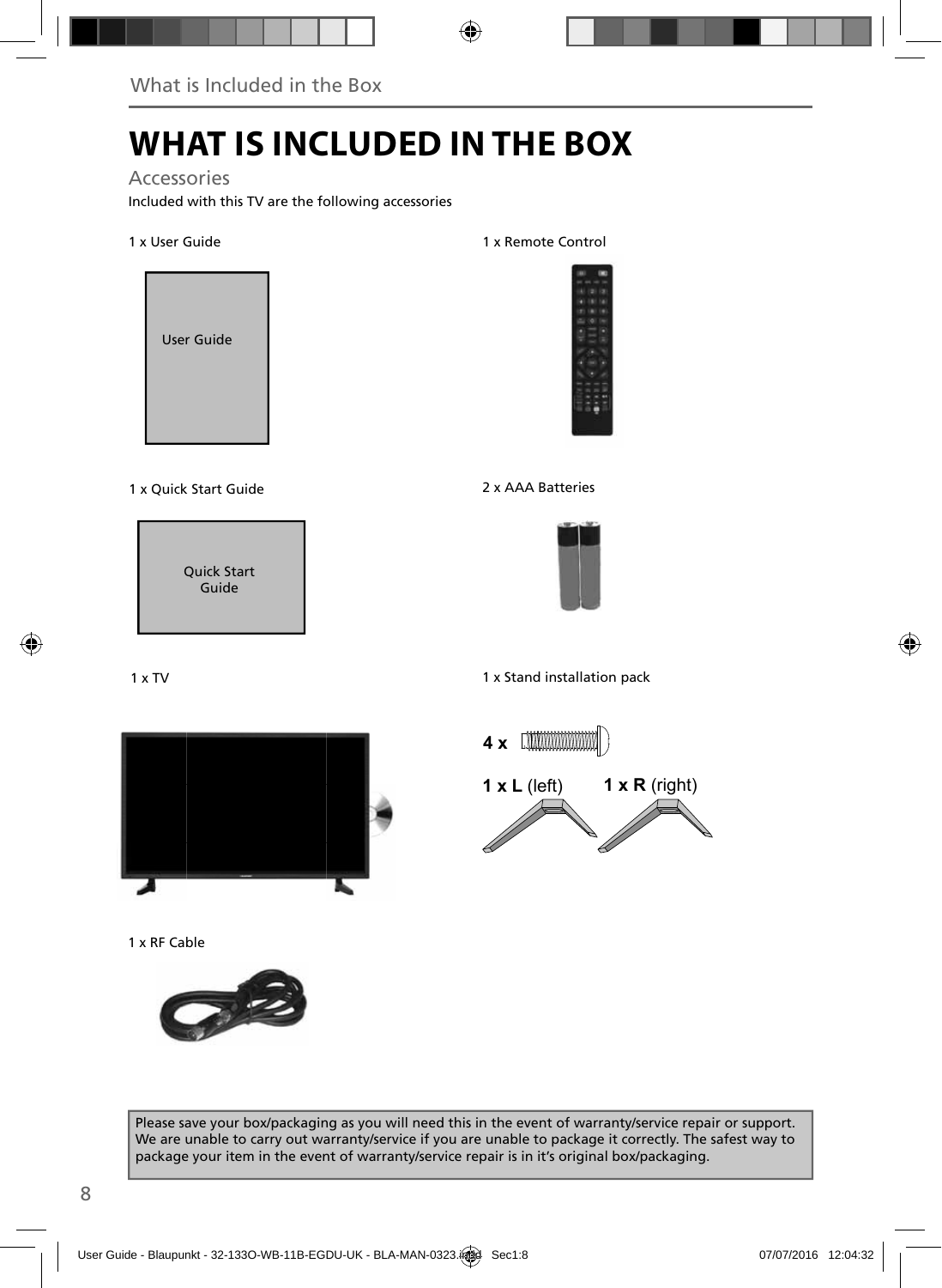# WHAT IS INCLUDED IN THE BOX

## Accessories

Included with this TV are the following accessories

1 x User Guide

User Guide

1 x Remote Control

1 x Quick Start Guide

Quick Start Guide

2 x AAA Batteries

1 x TV

1 x Stand installation pack

**4 x**

**1 x L** (left) **1 x R** (right)

1 x RF Cable

Please save your box/packaging as you will need this in the event of warranty/service repair or support. We are unable to carry out warranty/service if you are unable to package it correctly. The safest way to package your item in the event of warranty/service repair is in it's original box/packaging.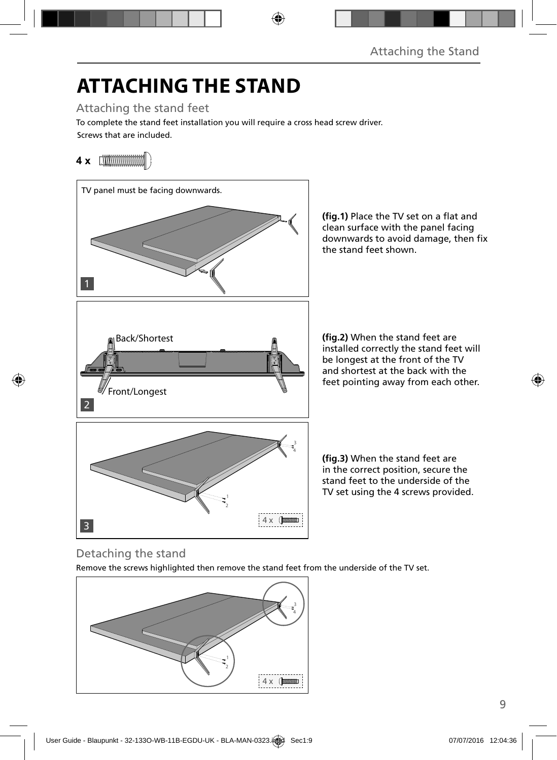# ATTACHING THE STAND

## Attaching the stand feet

To complete the stand feet installation you will require a cross head screw driver.

Screws that are included.

**4 x**

TV panel must be facing downwards.

**(fig.1)** Place the TV set on a flat and clean surface with the panel facing downwards to avoid damage, then fix the stand feet shown.

Back/Shortest

Front/Longest

**(fig.2)** When the stand feet are installed correctly the stand feet will be longest at the front of the TV and shortest at the back with the feet pointing away from each other.

4 x

**(fig.3)** When the stand feet are in the correct position, secure the stand feet to the underside of the TV set using the 4 screws provided.

## Detaching the stand

Remove the screws highlighted then remove the stand feet from the underside of the TV set.

4 x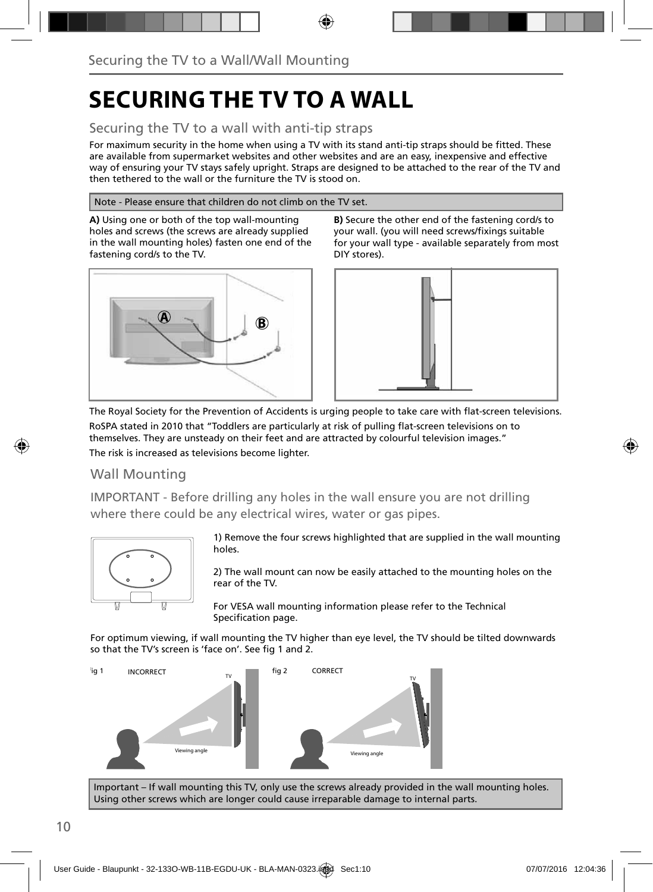# SECURING THE TV TO A WALL

## Securing the TV to a wall with anti-tip straps

For maximum security in the home when using a TV with its stand anti-tip straps should be fitted. These are available from supermarket websites and other websites and are an easy, inexpensive and effective way of ensuring your TV stays safely upright. Straps are designed to be attached to the rear of the TV and then tethered to the wall or the furniture the TV is stood on.

Note - Please ensure that children do not climb on the TV set.

**A)** Using one or both of the top wall-mounting holes and screws (the screws are already supplied in the wall mounting holes) fasten one end of the fastening cord/s to the TV.

**B)** Secure the other end of the fastening cord/s to your wall. (you will need screws/fixings suitable for your wall type - available separately from most DIY stores).

The Royal Society for the Prevention of Accidents is urging people to take care with flat-screen televisions.

RoSPA stated in 2010 that “Toddlers are particularly at risk of pulling flat-screen televisions on to themselves. They are unsteady on their feet and are attracted by colourful television images.”

The risk is increased as televisions become lighter.

## Wall Mounting

IMPORTANT - Before drilling any holes in the wall ensure you are not drilling where there could be any electrical wires, water or gas pipes.

1) Remove the four screws highlighted that are supplied in the wall mounting holes.

2) The wall mount can now be easily attached to the mounting holes on the rear of the TV.

For VESA wall mounting information please refer to the Technical Specification page.

For optimum viewing, if wall mounting the TV higher than eye level, the TV should be tilted downwards so that the TV’s screen is ‘face on’. See fig 1 and 2.

fig 1 INCORRECT

fig 2 CORRECT

Important – If wall mounting this TV, only use the screws already provided in the wall mounting holes. Using other screws which are longer could cause irreparable damage to internal parts.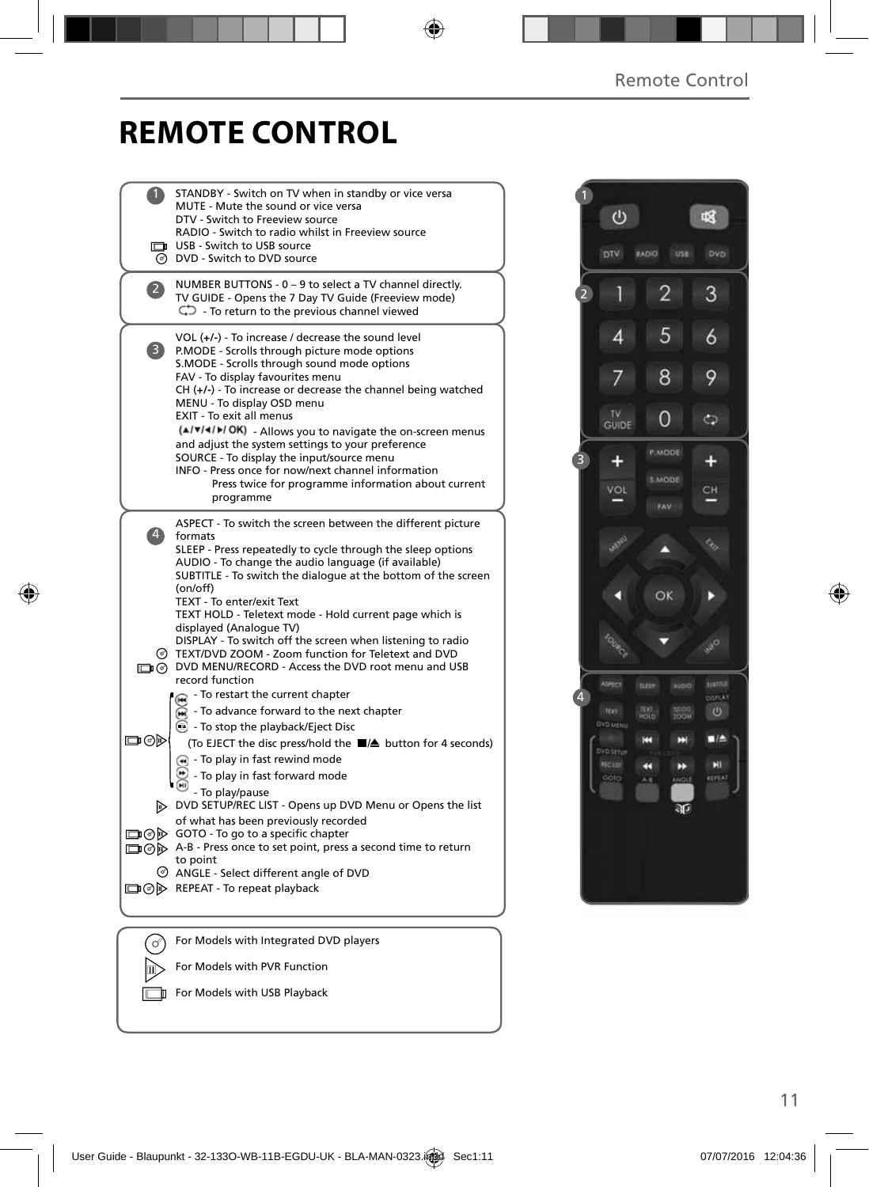# REMOTE CONTROL

**1**

STANDBY - Switch on TV when in standby or vice versa
MUTE - Mute the sound or vice versa
DTV - Switch to Freeview source
RADIO - Switch to radio whilst in Freeview source
USB - Switch to USB source
DVD - Switch to DVD source

**2**

NUMBER BUTTONS - 0 – 9 to select a TV channel directly.
TV GUIDE - Opens the 7 Day TV Guide (Freeview mode)
- To return to the previous channel viewed

**3**

VOL (+/-) - To increase / decrease the sound level
P.MODE - Scrolls through picture mode options
S.MODE - Scrolls through sound mode options
FAV - To display favourites menu
CH (+/-) - To increase or decrease the channel being watched
MENU - To display OSD menu
EXIT - To exit all menus
(▲/▼/◄/►/ OK) - Allows you to navigate the on-screen menus and adjust the system settings to your preference
SOURCE - To display the input/source menu
INFO - Press once for now/next channel information
Press twice for programme information about current programme

**4**

ASPECT - To switch the screen between the different picture formats
SLEEP - Press repeatedly to cycle through the sleep options
AUDIO - To change the audio language (if available)
SUBTITLE - To switch the dialogue at the bottom of the screen (on/off)
TEXT - To enter/exit Text
TEXT HOLD - Teletext mode - Hold current page which is displayed (Analogue TV)
DISPLAY - To switch off the screen when listening to radio
TEXT/DVD ZOOM - Zoom function for Teletext and DVD
DVD MENU/RECORD - Access the DVD root menu and USB record function
- To restart the current chapter
- To advance forward to the next chapter
- To stop the playback/Eject Disc
(To EJECT the disc press/hold the ■/⏏ button for 4 seconds)
- To play in fast rewind mode
- To play in fast forward mode
- To play/pause
DVD SETUP/REC LIST - Opens up DVD Menu or Opens the list of what has been previously recorded
GOTO - To go to a specific chapter
A-B - Press once to set point, press a second time to return to point
ANGLE - Select different angle of DVD
REPEAT - To repeat playback

For Models with Integrated DVD players
For Models with PVR Function
For Models with USB Playback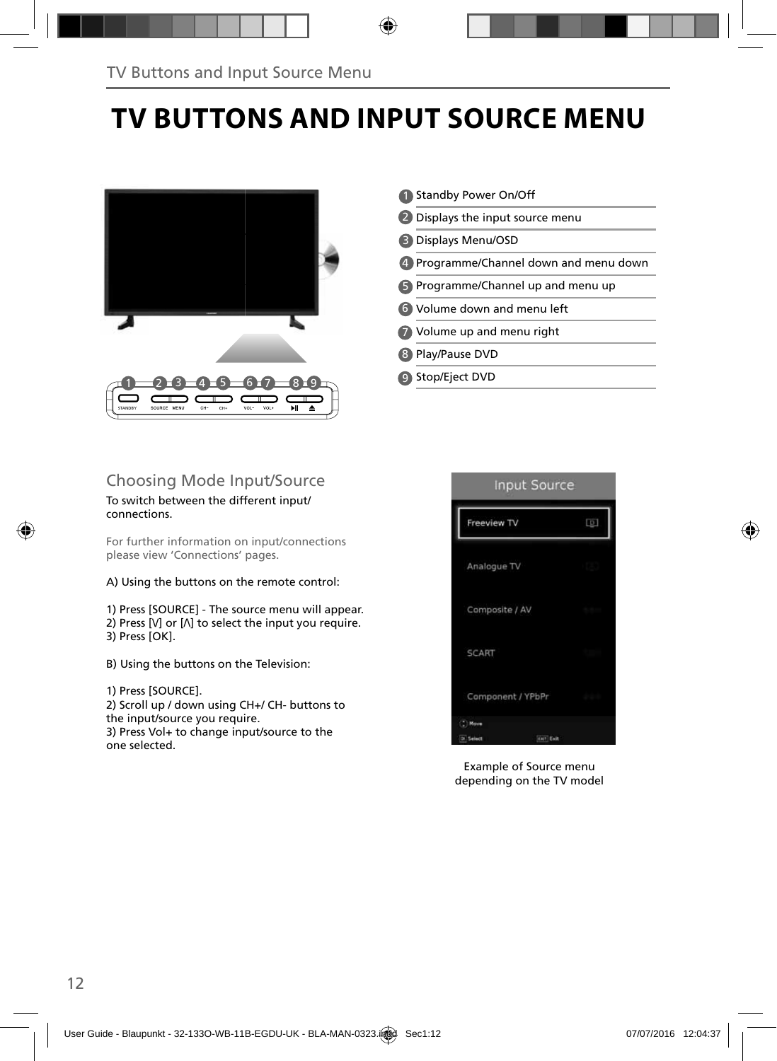# TV BUTTONS AND INPUT SOURCE MENU

1. Standby Power On/Off
2. Displays the input source menu
3. Displays Menu/OSD
4. Programme/Channel down and menu down
5. Programme/Channel up and menu up
6. Volume down and menu left
7. Volume up and menu right
8. Play/Pause DVD
9. Stop/Eject DVD

## Choosing Mode Input/Source

To switch between the different input/connections.

For further information on input/connections please view 'Connections' pages.

A) Using the buttons on the remote control:

1) Press [SOURCE] - The source menu will appear.
2) Press [V] or [Λ] to select the input you require.
3) Press [OK].

B) Using the buttons on the Television:

1) Press [SOURCE].
2) Scroll up / down using CH+/ CH- buttons to the input/source you require.
3) Press Vol+ to change input/source to the one selected.

Example of Source menu depending on the TV model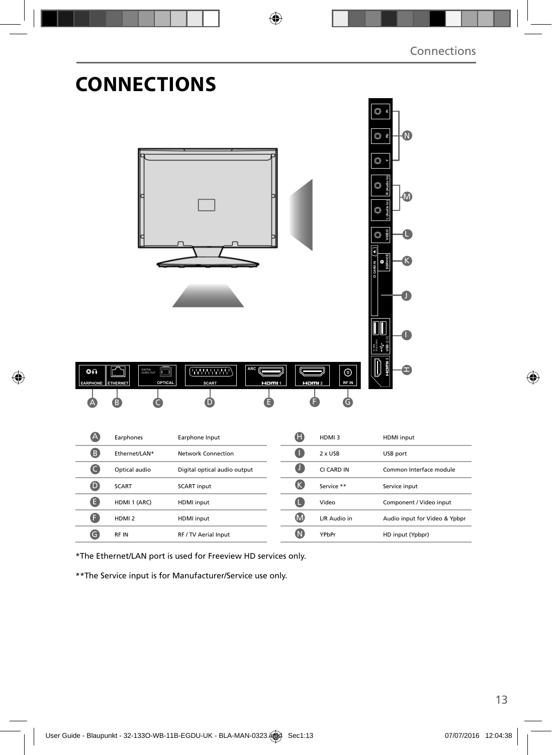# CONNECTIONS

| | | | | | |
|---|---|---|---|---|---|
| A | Earphones | Earphone Input | H | HDMI 3 | HDMI input |
| B | Ethernet/LAN* | Network Connection | I | 2 x USB | USB port |
| C | Optical audio | Digital optical audio output | J | CI CARD IN | Common Interface module |
| D | SCART | SCART input | K | Service ** | Service input |
| E | HDMI 1 (ARC) | HDMI input | L | Video | Component / Video input |
| F | HDMI 2 | HDMI input | M | L/R Audio in | Audio input for Video & Ypbpr |
| G | RF IN | RF / TV Aerial Input | N | YPbPr | HD input (Ypbpr) |

*The Ethernet/LAN port is used for Freeview HD services only.

**The Service input is for Manufacturer/Service use only.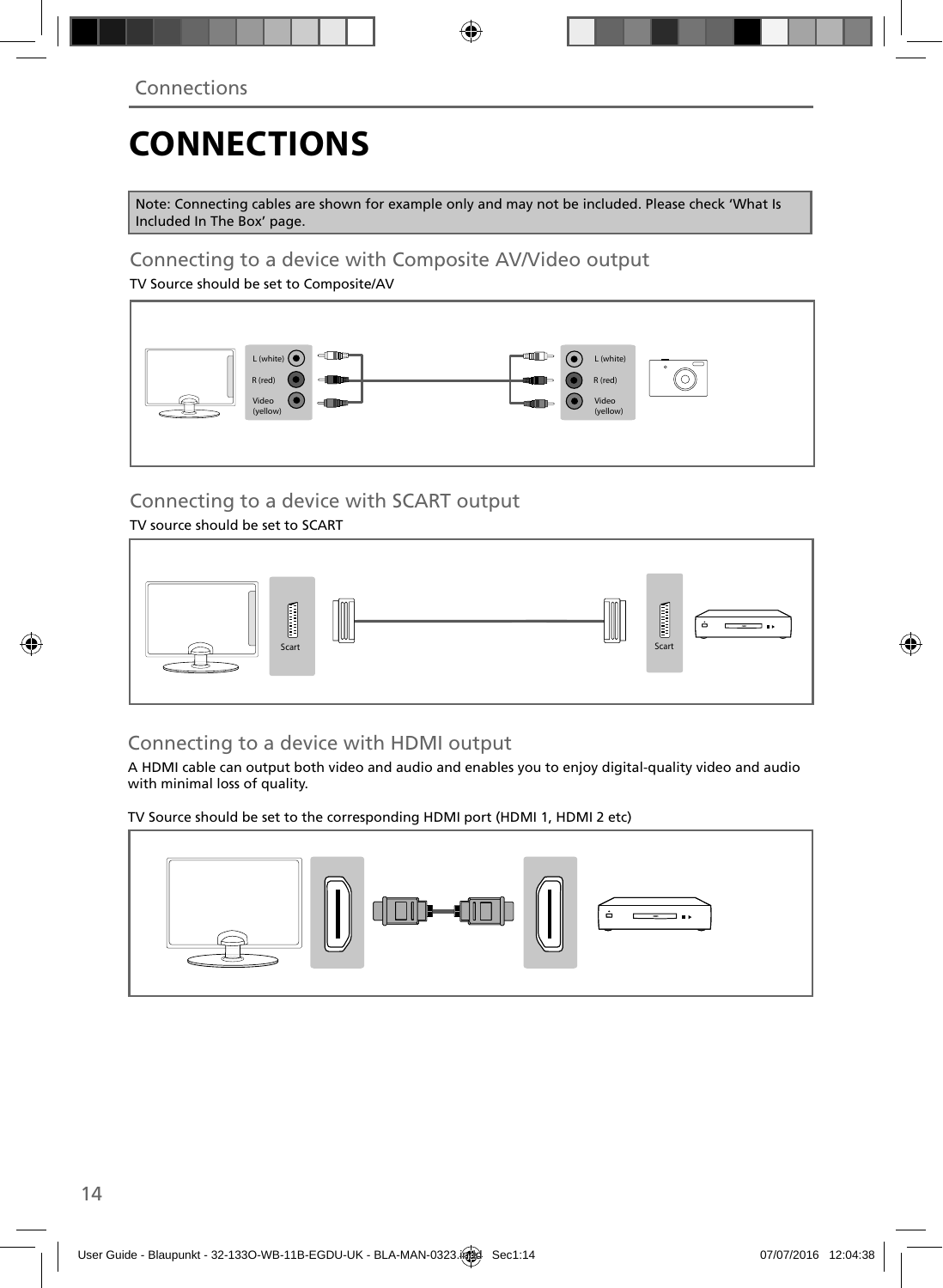# CONNECTIONS

Note: Connecting cables are shown for example only and may not be included. Please check 'What Is Included In The Box' page.

## Connecting to a device with Composite AV/Video output

TV Source should be set to Composite/AV

L (white)
R (red)
Video (yellow)

L (white)
R (red)
Video (yellow)

## Connecting to a device with SCART output

TV source should be set to SCART

Scart

Scart

## Connecting to a device with HDMI output

A HDMI cable can output both video and audio and enables you to enjoy digital-quality video and audio with minimal loss of quality.

TV Source should be set to the corresponding HDMI port (HDMI 1, HDMI 2 etc)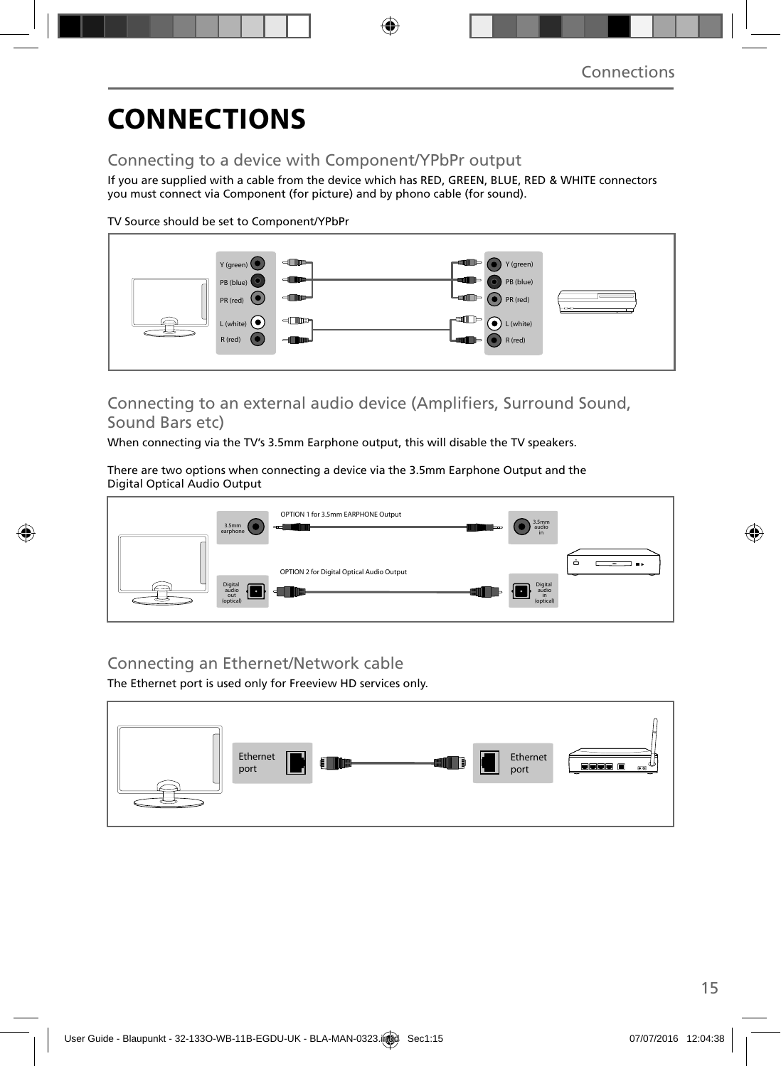# CONNECTIONS

## Connecting to a device with Component/YPbPr output

If you are supplied with a cable from the device which has RED, GREEN, BLUE, RED & WHITE connectors you must connect via Component (for picture) and by phono cable (for sound).

TV Source should be set to Component/YPbPr

Y (green)
PB (blue)
PR (red)
L (white)
R (red)

Y (green)
PB (blue)
PR (red)
L (white)
R (red)

## Connecting to an external audio device (Amplifiers, Surround Sound, Sound Bars etc)

When connecting via the TV's 3.5mm Earphone output, this will disable the TV speakers.

There are two options when connecting a device via the 3.5mm Earphone Output and the Digital Optical Audio Output

3.5mm earphone

OPTION 1 for 3.5mm EARPHONE Output

3.5mm audio in

Digital audio out (optical)

OPTION 2 for Digital Optical Audio Output

Digital audio in (optical)

## Connecting an Ethernet/Network cable

The Ethernet port is used only for Freeview HD services only.

Ethernet port

Ethernet port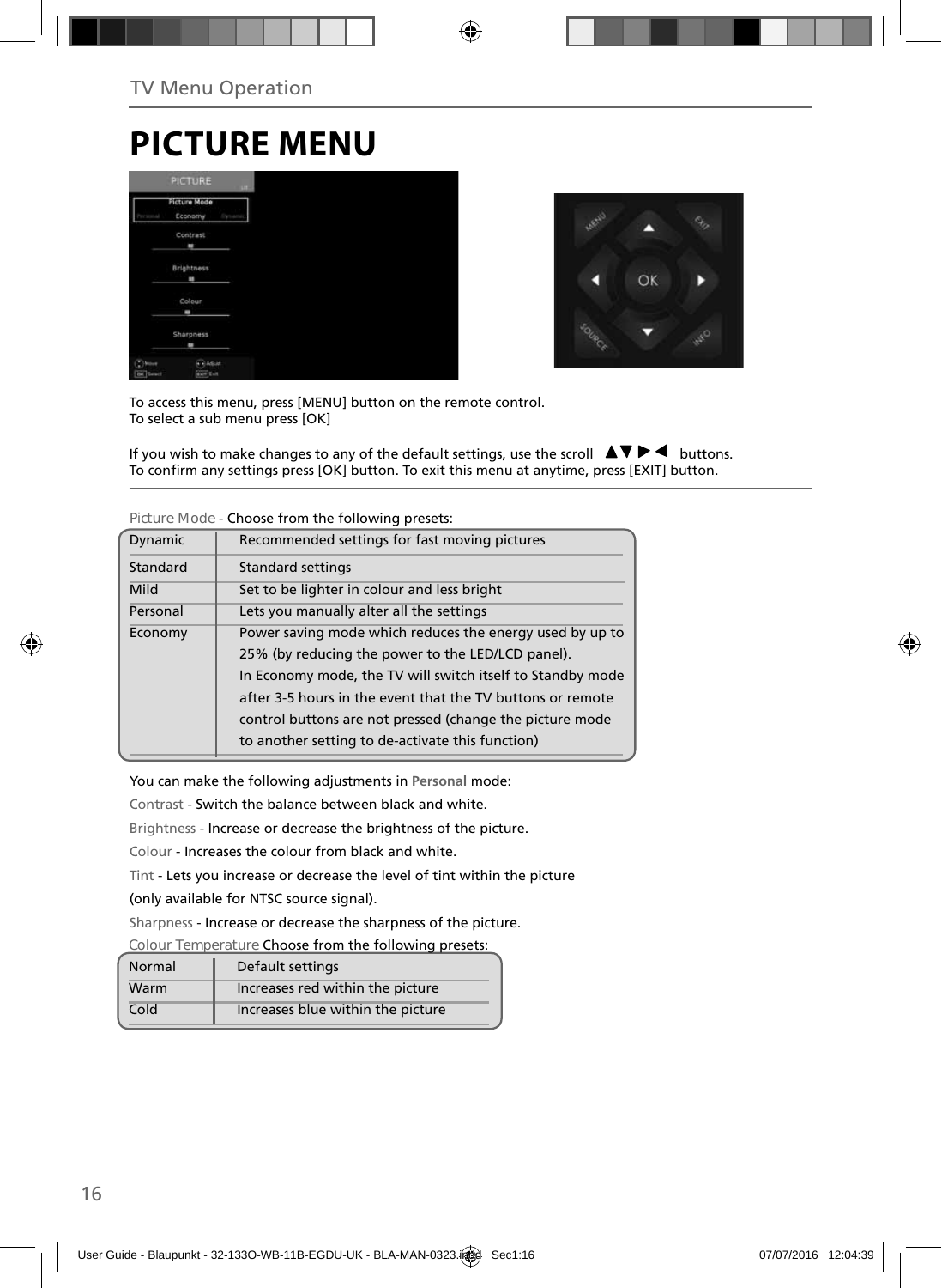TV Menu Operation

# PICTURE MENU

To access this menu, press [MENU] button on the remote control.
To select a sub menu press [OK]

If you wish to make changes to any of the default settings, use the scroll ▲▼▶◀ buttons.
To confirm any settings press [OK] button. To exit this menu at anytime, press [EXIT] button.

Picture Mode - Choose from the following presets:

| | |
|---|---|
| Dynamic | Recommended settings for fast moving pictures |
| Standard | Standard settings |
| Mild | Set to be lighter in colour and less bright |
| Personal | Lets you manually alter all the settings |
| Economy | Power saving mode which reduces the energy used by up to 25% (by reducing the power to the LED/LCD panel). In Economy mode, the TV will switch itself to Standby mode after 3-5 hours in the event that the TV buttons or remote control buttons are not pressed (change the picture mode to another setting to de-activate this function) |

You can make the following adjustments in **Personal** mode:

Contrast - Switch the balance between black and white.

Brightness - Increase or decrease the brightness of the picture.

Colour - Increases the colour from black and white.

Tint - Lets you increase or decrease the level of tint within the picture (only available for NTSC source signal).

Sharpness - Increase or decrease the sharpness of the picture.

Colour Temperature Choose from the following presets:

| | |
|---|---|
| Normal | Default settings |
| Warm | Increases red within the picture |
| Cold | Increases blue within the picture |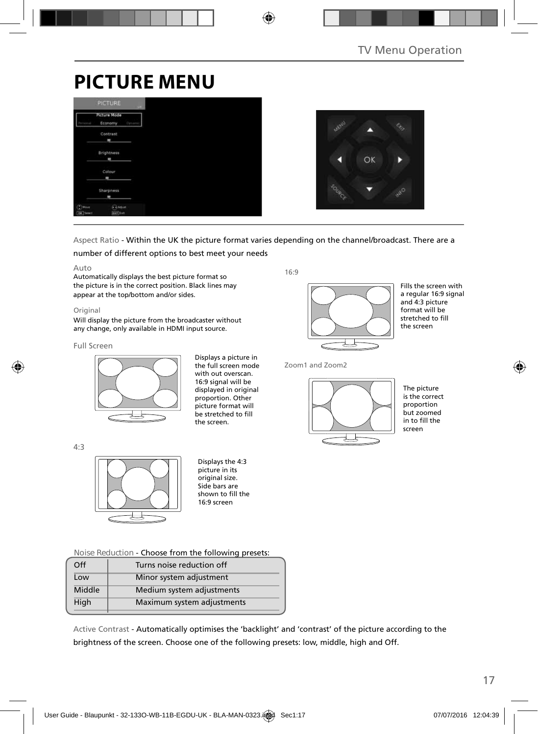# PICTURE MENU

Aspect Ratio - Within the UK the picture format varies depending on the channel/broadcast. There are a number of different options to best meet your needs

**Auto**

Automatically displays the best picture format so the picture is in the correct position. Black lines may appear at the top/bottom and/or sides.

**Original**

Will display the picture from the broadcaster without any change, only available in HDMI input source.

**Full Screen**

Displays a picture in the full screen mode with out overscan. 16:9 signal will be displayed in original proportion. Other picture format will be stretched to fill the screen.

**4:3**

Displays the 4:3 picture in its original size. Side bars are shown to fill the 16:9 screen

**16:9**

Fills the screen with a regular 16:9 signal and 4:3 picture format will be stretched to fill the screen

**Zoom1 and Zoom2**

The picture is the correct proportion but zoomed in to fill the screen

Noise Reduction - Choose from the following presets:

| | |
|---|---|
| Off | Turns noise reduction off |
| Low | Minor system adjustment |
| Middle | Medium system adjustments |
| High | Maximum system adjustments |

Active Contrast - Automatically optimises the 'backlight' and 'contrast' of the picture according to the brightness of the screen. Choose one of the following presets: low, middle, high and Off.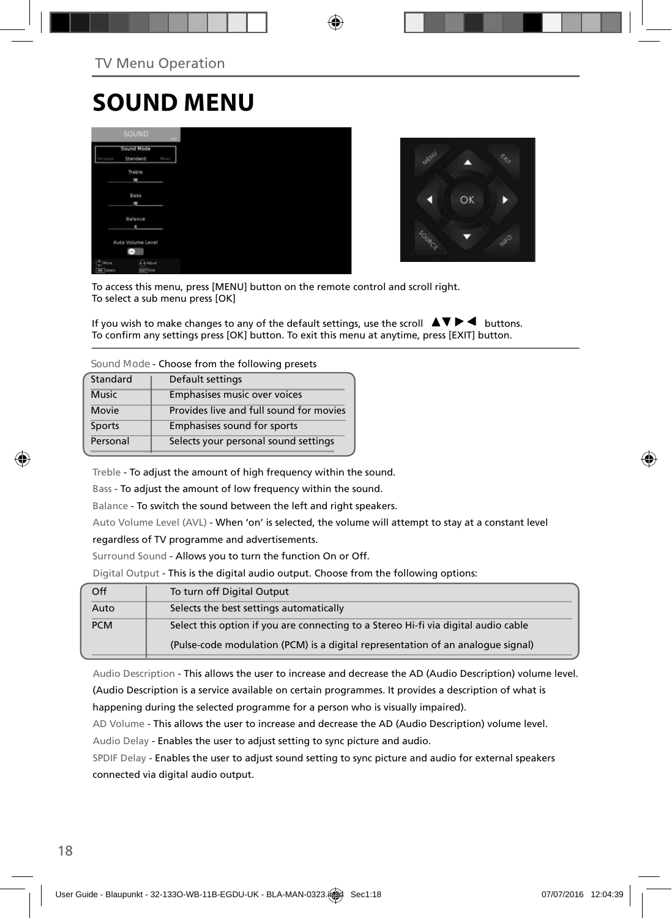TV Menu Operation

# SOUND MENU

To access this menu, press [MENU] button on the remote control and scroll right.
To select a sub menu press [OK]

If you wish to make changes to any of the default settings, use the scroll ▲▼▶◀ buttons.
To confirm any settings press [OK] button. To exit this menu at anytime, press [EXIT] button.

Sound Mode - Choose from the following presets

| | |
|---|---|
| Standard | Default settings |
| Music | Emphasises music over voices |
| Movie | Provides live and full sound for movies |
| Sports | Emphasises sound for sports |
| Personal | Selects your personal sound settings |

Treble - To adjust the amount of high frequency within the sound.

Bass - To adjust the amount of low frequency within the sound.

Balance - To switch the sound between the left and right speakers.

Auto Volume Level (AVL) - When 'on' is selected, the volume will attempt to stay at a constant level regardless of TV programme and advertisements.

Surround Sound - Allows you to turn the function On or Off.

Digital Output - This is the digital audio output. Choose from the following options:

| | |
|---|---|
| Off | To turn off Digital Output |
| Auto | Selects the best settings automatically |
| PCM | Select this option if you are connecting to a Stereo Hi-fi via digital audio cable (Pulse-code modulation (PCM) is a digital representation of an analogue signal) |

Audio Description - This allows the user to increase and decrease the AD (Audio Description) volume level. (Audio Description is a service available on certain programmes. It provides a description of what is happening during the selected programme for a person who is visually impaired).

AD Volume - This allows the user to increase and decrease the AD (Audio Description) volume level.

Audio Delay - Enables the user to adjust setting to sync picture and audio.

SPDIF Delay - Enables the user to adjust sound setting to sync picture and audio for external speakers connected via digital audio output.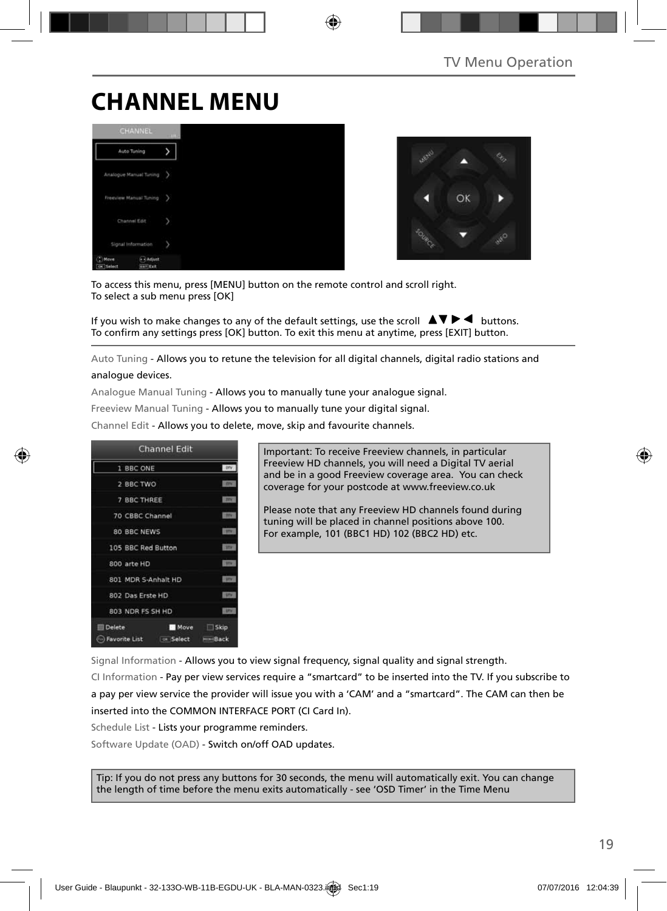# CHANNEL MENU

To access this menu, press [MENU] button on the remote control and scroll right.
To select a sub menu press [OK]

If you wish to make changes to any of the default settings, use the scroll ▲▼▶◀ buttons.
To confirm any settings press [OK] button. To exit this menu at anytime, press [EXIT] button.

Auto Tuning - Allows you to retune the television for all digital channels, digital radio stations and analogue devices.

Analogue Manual Tuning - Allows you to manually tune your analogue signal.

Freeview Manual Tuning - Allows you to manually tune your digital signal.

Channel Edit - Allows you to delete, move, skip and favourite channels.

Important: To receive Freeview channels, in particular Freeview HD channels, you will need a Digital TV aerial and be in a good Freeview coverage area. You can check coverage for your postcode at www.freeview.co.uk

Please note that any Freeview HD channels found during tuning will be placed in channel positions above 100. For example, 101 (BBC1 HD) 102 (BBC2 HD) etc.

Signal Information - Allows you to view signal frequency, signal quality and signal strength.

CI Information - Pay per view services require a “smartcard” to be inserted into the TV. If you subscribe to a pay per view service the provider will issue you with a ‘CAM’ and a “smartcard”. The CAM can then be inserted into the COMMON INTERFACE PORT (CI Card In).

Schedule List - Lists your programme reminders.

Software Update (OAD) - Switch on/off OAD updates.

Tip: If you do not press any buttons for 30 seconds, the menu will automatically exit. You can change the length of time before the menu exits automatically - see ‘OSD Timer’ in the Time Menu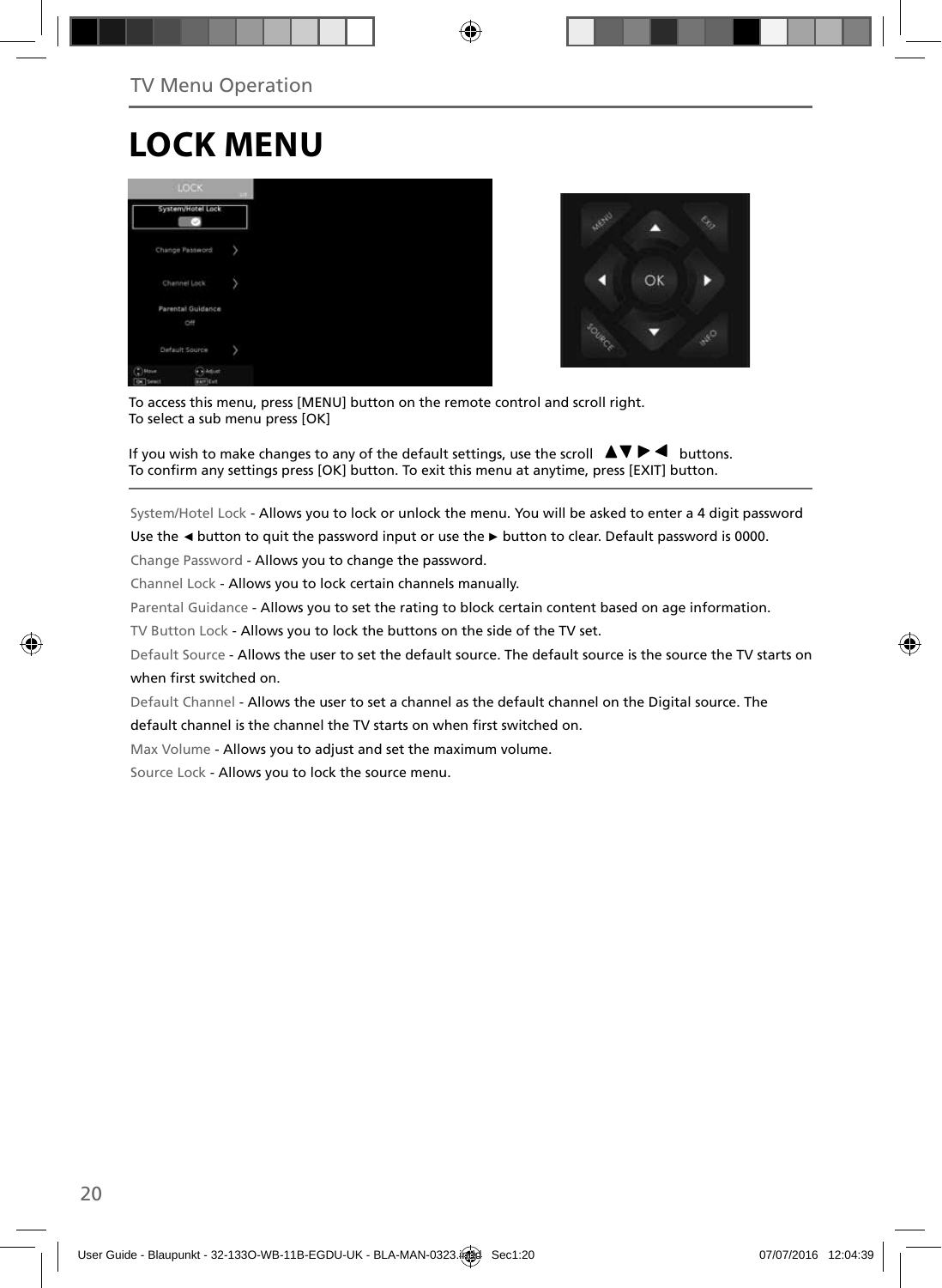# LOCK MENU

To access this menu, press [MENU] button on the remote control and scroll right.
To select a sub menu press [OK]

If you wish to make changes to any of the default settings, use the scroll ▲▼ ▶ ◀ buttons.
To confirm any settings press [OK] button. To exit this menu at anytime, press [EXIT] button.

System/Hotel Lock - Allows you to lock or unlock the menu. You will be asked to enter a 4 digit password Use the ◄ button to quit the password input or use the ► button to clear. Default password is 0000.

Change Password - Allows you to change the password.

Channel Lock - Allows you to lock certain channels manually.

Parental Guidance - Allows you to set the rating to block certain content based on age information.

TV Button Lock - Allows you to lock the buttons on the side of the TV set.

Default Source - Allows the user to set the default source. The default source is the source the TV starts on when first switched on.

Default Channel - Allows the user to set a channel as the default channel on the Digital source. The default channel is the channel the TV starts on when first switched on.

Max Volume - Allows you to adjust and set the maximum volume.

Source Lock - Allows you to lock the source menu.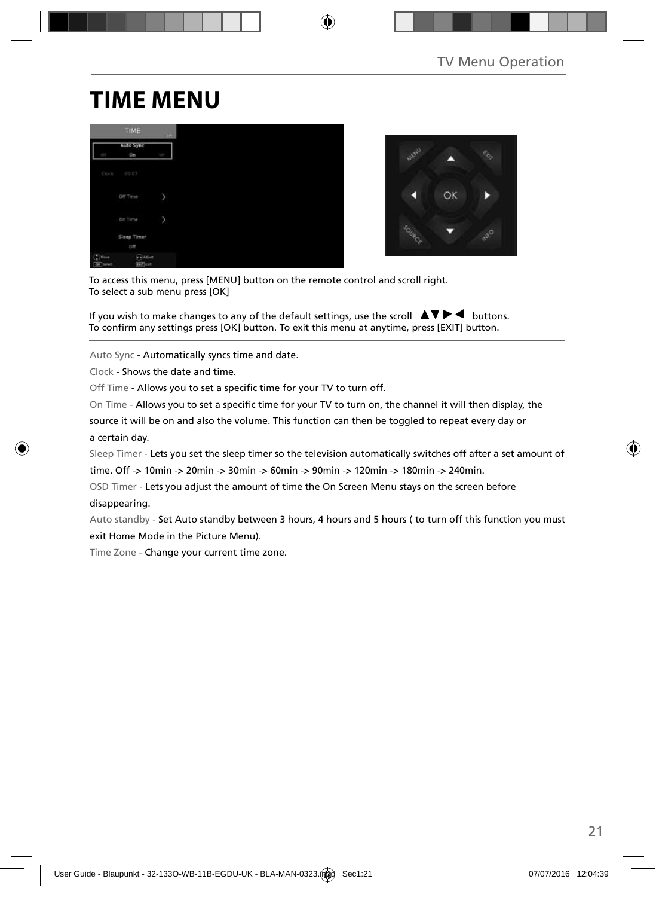# TIME MENU

To access this menu, press [MENU] button on the remote control and scroll right.
To select a sub menu press [OK]

If you wish to make changes to any of the default settings, use the scroll ▲▼▶◀ buttons.
To confirm any settings press [OK] button. To exit this menu at anytime, press [EXIT] button.

Auto Sync - Automatically syncs time and date.

Clock - Shows the date and time.

Off Time - Allows you to set a specific time for your TV to turn off.

On Time - Allows you to set a specific time for your TV to turn on, the channel it will then display, the source it will be on and also the volume. This function can then be toggled to repeat every day or a certain day.

Sleep Timer - Lets you set the sleep timer so the television automatically switches off after a set amount of time. Off -> 10min -> 20min -> 30min -> 60min -> 90min -> 120min -> 180min -> 240min.

OSD Timer - Lets you adjust the amount of time the On Screen Menu stays on the screen before disappearing.

Auto standby - Set Auto standby between 3 hours, 4 hours and 5 hours ( to turn off this function you must exit Home Mode in the Picture Menu).

Time Zone - Change your current time zone.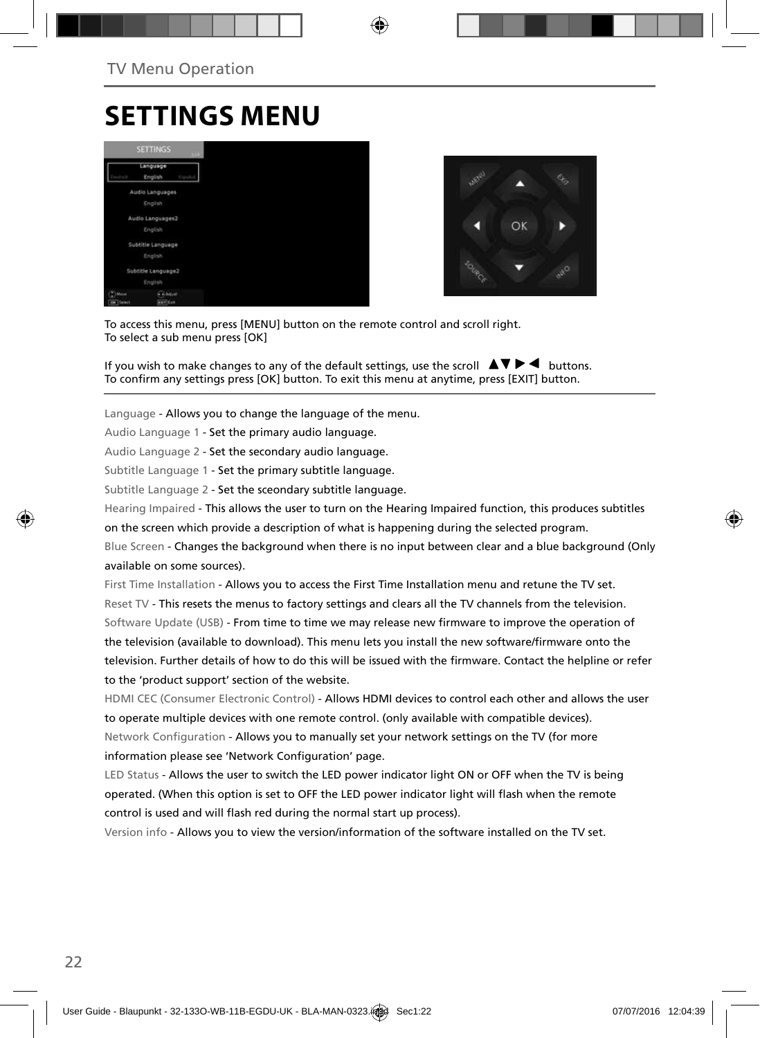TV Menu Operation

# SETTINGS MENU

To access this menu, press [MENU] button on the remote control and scroll right.
To select a sub menu press [OK]

If you wish to make changes to any of the default settings, use the scroll ▲▼▶◀ buttons.
To confirm any settings press [OK] button. To exit this menu at anytime, press [EXIT] button.

Language - Allows you to change the language of the menu.

Audio Language 1 - Set the primary audio language.

Audio Language 2 - Set the secondary audio language.

Subtitle Language 1 - Set the primary subtitle language.

Subtitle Language 2 - Set the sceondary subtitle language.

Hearing Impaired - This allows the user to turn on the Hearing Impaired function, this produces subtitles on the screen which provide a description of what is happening during the selected program.

Blue Screen - Changes the background when there is no input between clear and a blue background (Only available on some sources).

First Time Installation - Allows you to access the First Time Installation menu and retune the TV set.

Reset TV - This resets the menus to factory settings and clears all the TV channels from the television.

Software Update (USB) - From time to time we may release new firmware to improve the operation of the television (available to download). This menu lets you install the new software/firmware onto the television. Further details of how to do this will be issued with the firmware. Contact the helpline or refer to the 'product support' section of the website.

HDMI CEC (Consumer Electronic Control) - Allows HDMI devices to control each other and allows the user to operate multiple devices with one remote control. (only available with compatible devices).

Network Configuration - Allows you to manually set your network settings on the TV (for more information please see 'Network Configuration' page.

LED Status - Allows the user to switch the LED power indicator light ON or OFF when the TV is being operated. (When this option is set to OFF the LED power indicator light will flash when the remote control is used and will flash red during the normal start up process).

Version info - Allows you to view the version/information of the software installed on the TV set.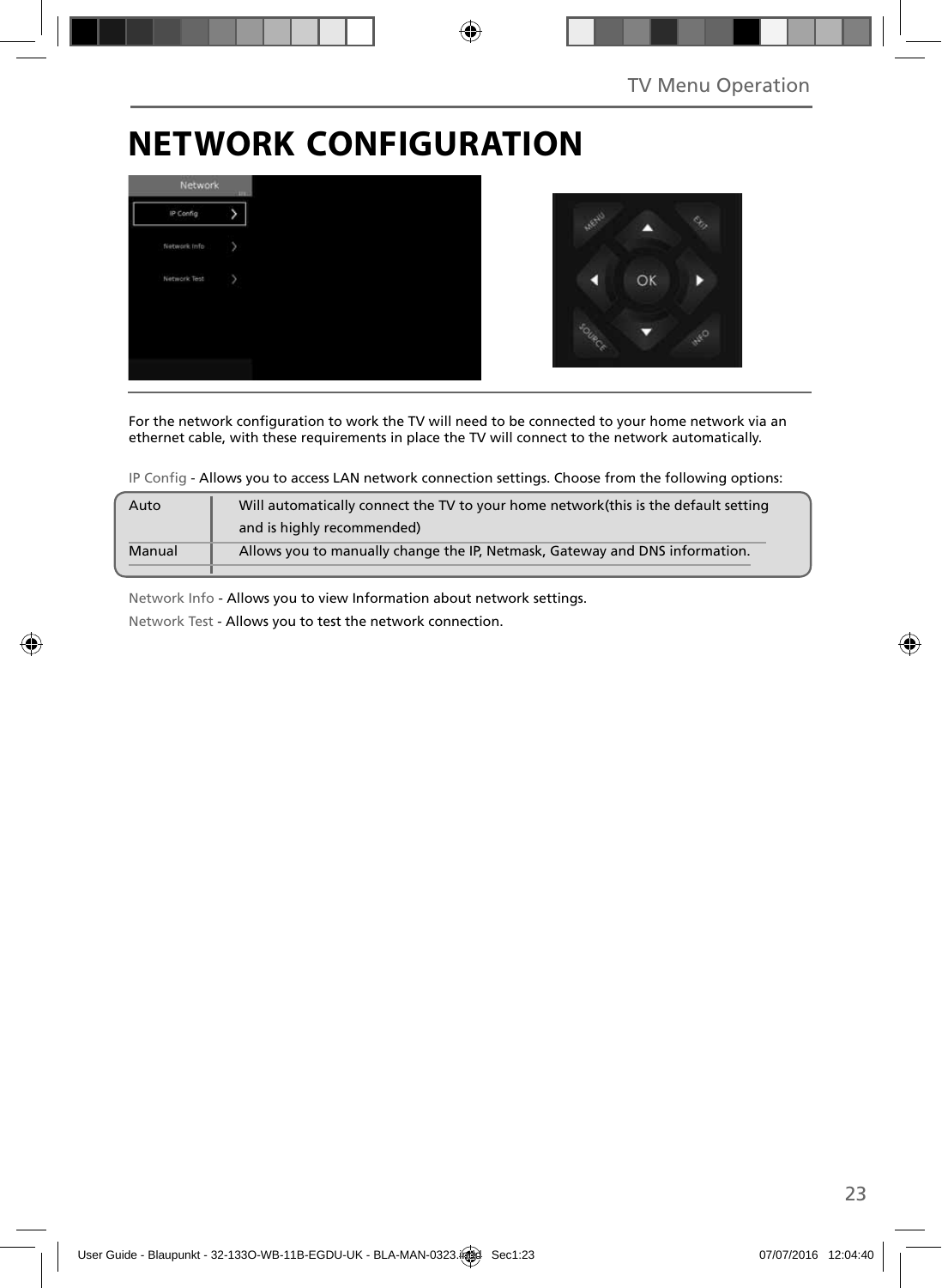# NETWORK CONFIGURATION

For the network configuration to work the TV will need to be connected to your home network via an ethernet cable, with these requirements in place the TV will connect to the network automatically.

IP Config - Allows you to access LAN network connection settings. Choose from the following options:

| | |
|---|---|
| Auto | Will automatically connect the TV to your home network(this is the default setting and is highly recommended) |
| Manual | Allows you to manually change the IP, Netmask, Gateway and DNS information. |

Network Info - Allows you to view Information about network settings.

Network Test - Allows you to test the network connection.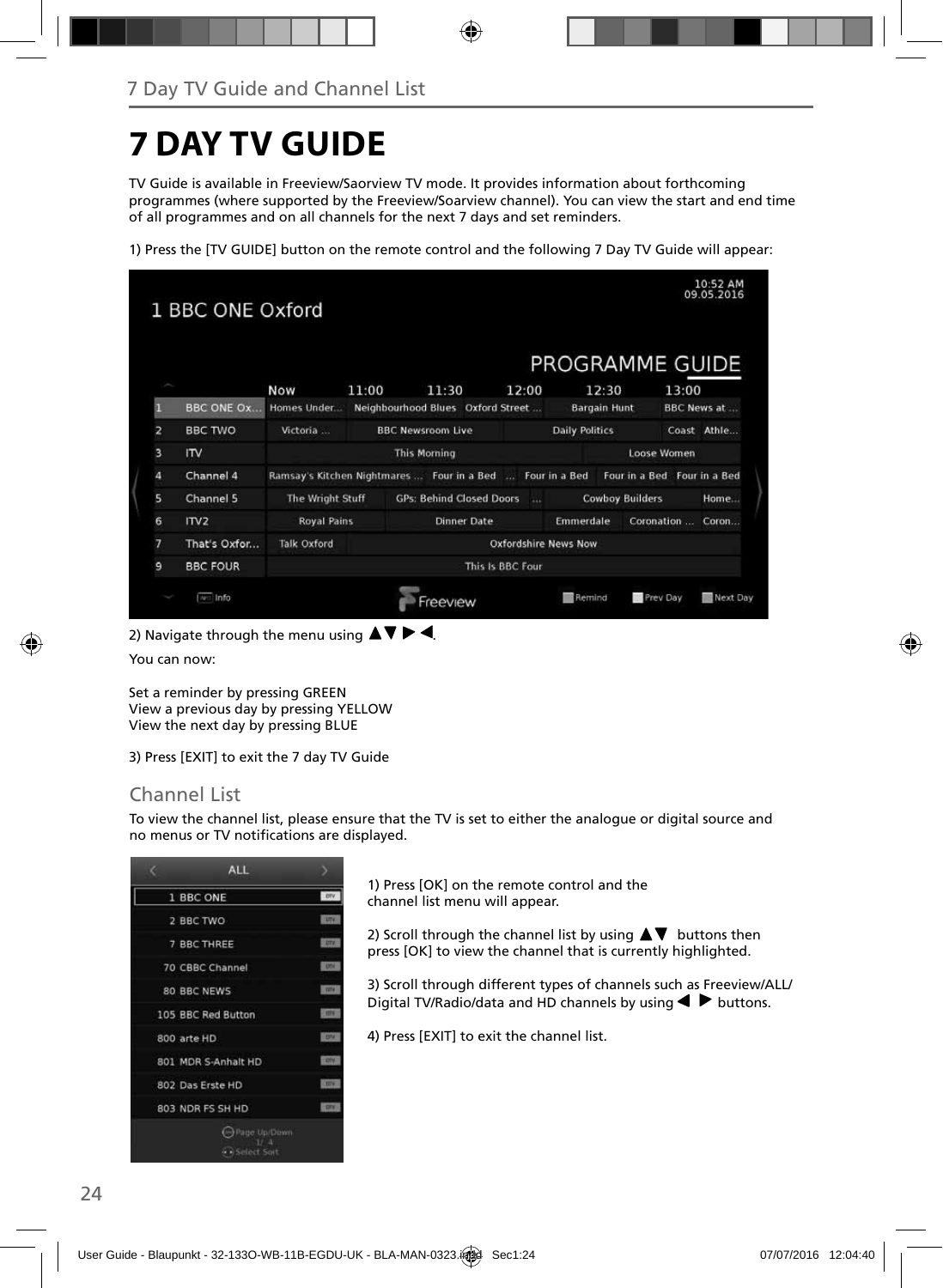## 7 Day TV Guide and Channel List

# 7 DAY TV GUIDE

TV Guide is available in Freeview/Saorview TV mode. It provides information about forthcoming programmes (where supported by the Freeview/Soarview channel). You can view the start and end time of all programmes and on all channels for the next 7 days and set reminders.

1) Press the [TV GUIDE] button on the remote control and the following 7 Day TV Guide will appear:

2) Navigate through the menu using ▲▼ ▶ ◀.

You can now:

Set a reminder by pressing GREEN
View a previous day by pressing YELLOW
View the next day by pressing BLUE

3) Press [EXIT] to exit the 7 day TV Guide

## Channel List

To view the channel list, please ensure that the TV is set to either the analogue or digital source and no menus or TV notifications are displayed.

1) Press [OK] on the remote control and the channel list menu will appear.

2) Scroll through the channel list by using ▲▼ buttons then press [OK] to view the channel that is currently highlighted.

3) Scroll through different types of channels such as Freeview/ALL/ Digital TV/Radio/data and HD channels by using ◀ ▶ buttons.

4) Press [EXIT] to exit the channel list.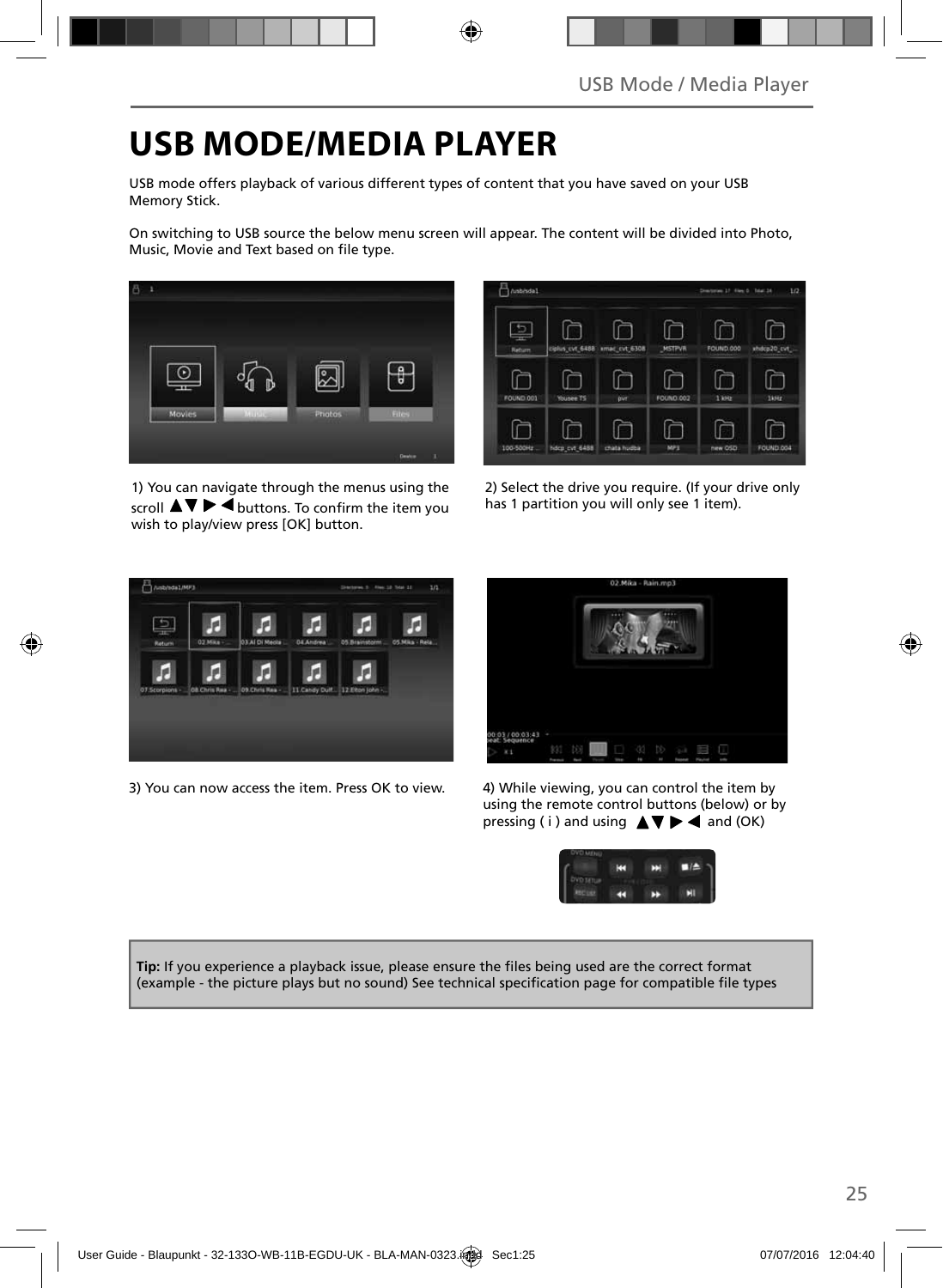# USB MODE/MEDIA PLAYER

USB mode offers playback of various different types of content that you have saved on your USB Memory Stick.

On switching to USB source the below menu screen will appear. The content will be divided into Photo, Music, Movie and Text based on file type.

1) You can navigate through the menus using the scroll ▲▼ ▶ ◀ buttons. To confirm the item you wish to play/view press [OK] button.

2) Select the drive you require. (If your drive only has 1 partition you will only see 1 item).

3) You can now access the item. Press OK to view.

4) While viewing, you can control the item by using the remote control buttons (below) or by pressing ( i ) and using ▲▼ ▶ ◀ and (OK)

**Tip:** If you experience a playback issue, please ensure the files being used are the correct format (example - the picture plays but no sound) See technical specification page for compatible file types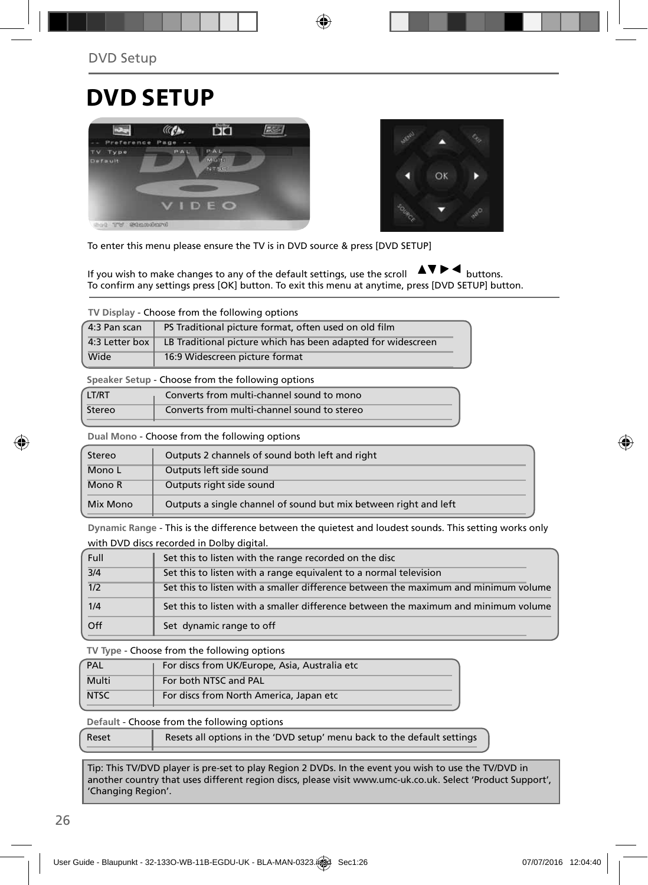# DVD SETUP

To enter this menu please ensure the TV is in DVD source & press [DVD SETUP]

If you wish to make changes to any of the default settings, use the scroll ▲▼►◄ buttons.
To confirm any settings press [OK] button. To exit this menu at anytime, press [DVD SETUP] button.

**TV Display** - Choose from the following options

| | |
|---|---|
| 4:3 Pan scan | PS Traditional picture format, often used on old film |
| 4:3 Letter box | LB Traditional picture which has been adapted for widescreen |
| Wide | 16:9 Widescreen picture format |

**Speaker Setup** - Choose from the following options

| | |
|---|---|
| LT/RT | Converts from multi-channel sound to mono |
| Stereo | Converts from multi-channel sound to stereo |

**Dual Mono** - Choose from the following options

| | |
|---|---|
| Stereo | Outputs 2 channels of sound both left and right |
| Mono L | Outputs left side sound |
| Mono R | Outputs right side sound |
| Mix Mono | Outputs a single channel of sound but mix between right and left |

**Dynamic Range** - This is the difference between the quietest and loudest sounds. This setting works only with DVD discs recorded in Dolby digital.

| | |
|---|---|
| Full | Set this to listen with the range recorded on the disc |
| 3/4 | Set this to listen with a range equivalent to a normal television |
| 1/2 | Set this to listen with a smaller difference between the maximum and minimum volume |
| 1/4 | Set this to listen with a smaller difference between the maximum and minimum volume |
| Off | Set dynamic range to off |

**TV Type** - Choose from the following options

| | |
|---|---|
| PAL | For discs from UK/Europe, Asia, Australia etc |
| Multi | For both NTSC and PAL |
| NTSC | For discs from North America, Japan etc |

**Default** - Choose from the following options

| | |
|---|---|
| Reset | Resets all options in the 'DVD setup' menu back to the default settings |

Tip: This TV/DVD player is pre-set to play Region 2 DVDs. In the event you wish to use the TV/DVD in another country that uses different region discs, please visit www.umc-uk.co.uk. Select 'Product Support', 'Changing Region'.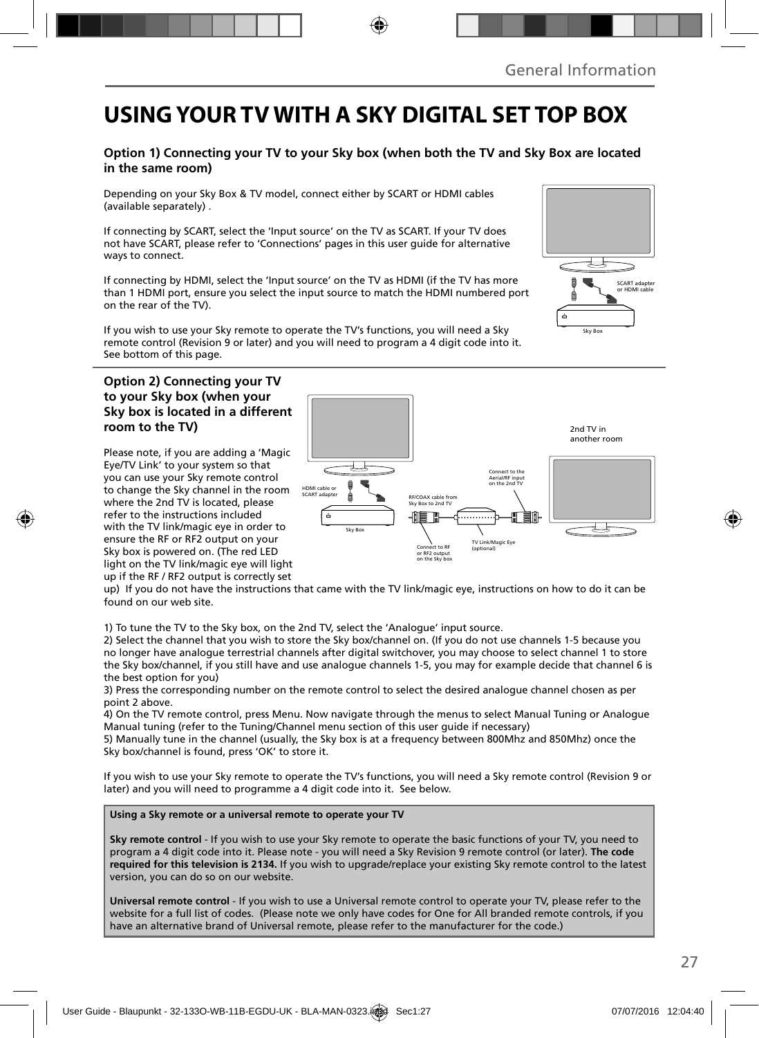# USING YOUR TV WITH A SKY DIGITAL SET TOP BOX

### Option 1) Connecting your TV to your Sky box (when both the TV and Sky Box are located in the same room)

Depending on your Sky Box & TV model, connect either by SCART or HDMI cables (available separately) .

If connecting by SCART, select the 'Input source' on the TV as SCART. If your TV does not have SCART, please refer to 'Connections' pages in this user guide for alternative ways to connect.

If connecting by HDMI, select the 'Input source' on the TV as HDMI (if the TV has more than 1 HDMI port, ensure you select the input source to match the HDMI numbered port on the rear of the TV).

If you wish to use your Sky remote to operate the TV's functions, you will need a Sky remote control (Revision 9 or later) and you will need to program a 4 digit code into it. See bottom of this page.

SCART adapter or HDMI cable

Sky Box

### Option 2) Connecting your TV to your Sky box (when your Sky box is located in a different room to the TV)

Please note, if you are adding a 'Magic Eye/TV Link' to your system so that you can use your Sky remote control to change the Sky channel in the room where the 2nd TV is located, please refer to the instructions included with the TV link/magic eye in order to ensure the RF or RF2 output on your Sky box is powered on. (The red LED light on the TV link/magic eye will light up if the RF / RF2 output is correctly set up) If you do not have the instructions that came with the TV link/magic eye, instructions on how to do it can be found on our web site.

2nd TV in another room

HDMI cable or SCART adapter

Sky Box

RF/COAX cable from Sky Box to 2nd TV

Connect to the Aerial/RF input on the 2nd TV

Connect to RF or RF2 output on the Sky box

TV Link/Magic Eye (optional)

1) To tune the TV to the Sky box, on the 2nd TV, select the 'Analogue' input source.
2) Select the channel that you wish to store the Sky box/channel on. (If you do not use channels 1-5 because you no longer have analogue terrestrial channels after digital switchover, you may choose to select channel 1 to store the Sky box/channel, if you still have and use analogue channels 1-5, you may for example decide that channel 6 is the best option for you)
3) Press the corresponding number on the remote control to select the desired analogue channel chosen as per point 2 above.
4) On the TV remote control, press Menu. Now navigate through the menus to select Manual Tuning or Analogue Manual tuning (refer to the Tuning/Channel menu section of this user guide if necessary)
5) Manually tune in the channel (usually, the Sky box is at a frequency between 800Mhz and 850Mhz) once the Sky box/channel is found, press 'OK' to store it.

If you wish to use your Sky remote to operate the TV's functions, you will need a Sky remote control (Revision 9 or later) and you will need to programme a 4 digit code into it. See below.

**Using a Sky remote or a universal remote to operate your TV**

**Sky remote control** - If you wish to use your Sky remote to operate the basic functions of your TV, you need to program a 4 digit code into it. Please note - you will need a Sky Revision 9 remote control (or later). **The code required for this television is 2134.** If you wish to upgrade/replace your existing Sky remote control to the latest version, you can do so on our website.

**Universal remote control** - If you wish to use a Universal remote control to operate your TV, please refer to the website for a full list of codes. (Please note we only have codes for One for All branded remote controls, if you have an alternative brand of Universal remote, please refer to the manufacturer for the code.)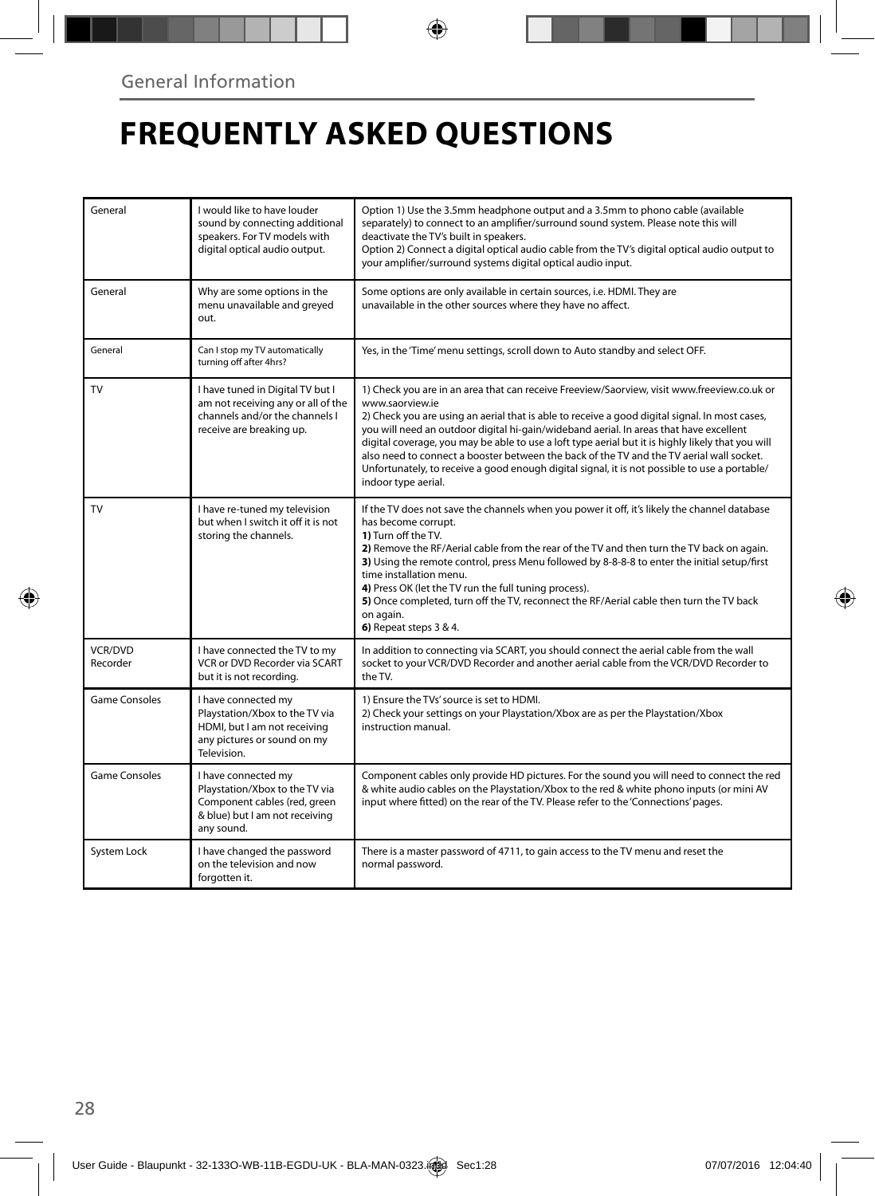General Information

# FREQUENTLY ASKED QUESTIONS

| | | |
|---|---|---|
| General | I would like to have louder sound by connecting additional speakers. For TV models with digital optical audio output. | Option 1) Use the 3.5mm headphone output and a 3.5mm to phono cable (available separately) to connect to an amplifier/surround sound system. Please note this will deactivate the TV's built in speakers.<br>Option 2) Connect a digital optical audio cable from the TV's digital optical audio output to your amplifier/surround systems digital optical audio input. |
| General | Why are some options in the menu unavailable and greyed out. | Some options are only available in certain sources, i.e. HDMI. They are unavailable in the other sources where they have no affect. |
| General | Can I stop my TV automatically turning off after 4hrs? | Yes, in the 'Time' menu settings, scroll down to Auto standby and select OFF. |
| TV | I have tuned in Digital TV but I am not receiving any or all of the channels and/or the channels I receive are breaking up. | 1) Check you are in an area that can receive Freeview/Saorview, visit www.freeview.co.uk or www.saorview.ie<br>2) Check you are using an aerial that is able to receive a good digital signal. In most cases, you will need an outdoor digital hi-gain/wideband aerial. In areas that have excellent digital coverage, you may be able to use a loft type aerial but it is highly likely that you will also need to connect a booster between the back of the TV and the TV aerial wall socket. Unfortunately, to receive a good enough digital signal, it is not possible to use a portable/indoor type aerial. |
| TV | I have re-tuned my television but when I switch it off it is not storing the channels. | If the TV does not save the channels when you power it off, it's likely the channel database has become corrupt.<br>**1)** Turn off the TV.<br>**2)** Remove the RF/Aerial cable from the rear of the TV and then turn the TV back on again.<br>**3)** Using the remote control, press Menu followed by 8-8-8-8 to enter the initial setup/first time installation menu.<br>**4)** Press OK (let the TV run the full tuning process).<br>**5)** Once completed, turn off the TV, reconnect the RF/Aerial cable then turn the TV back on again.<br>**6)** Repeat steps 3 & 4. |
| VCR/DVD Recorder | I have connected the TV to my VCR or DVD Recorder via SCART but it is not recording. | In addition to connecting via SCART, you should connect the aerial cable from the wall socket to your VCR/DVD Recorder and another aerial cable from the VCR/DVD Recorder to the TV. |
| Game Consoles | I have connected my Playstation/Xbox to the TV via HDMI, but I am not receiving any pictures or sound on my Television. | 1) Ensure the TVs' source is set to HDMI.<br>2) Check your settings on your Playstation/Xbox are as per the Playstation/Xbox instruction manual. |
| Game Consoles | I have connected my Playstation/Xbox to the TV via Component cables (red, green & blue) but I am not receiving any sound. | Component cables only provide HD pictures. For the sound you will need to connect the red & white audio cables on the Playstation/Xbox to the red & white phono inputs (or mini AV input where fitted) on the rear of the TV. Please refer to the 'Connections' pages. |
| System Lock | I have changed the password on the television and now forgotten it. | There is a master password of 4711, to gain access to the TV menu and reset the normal password. |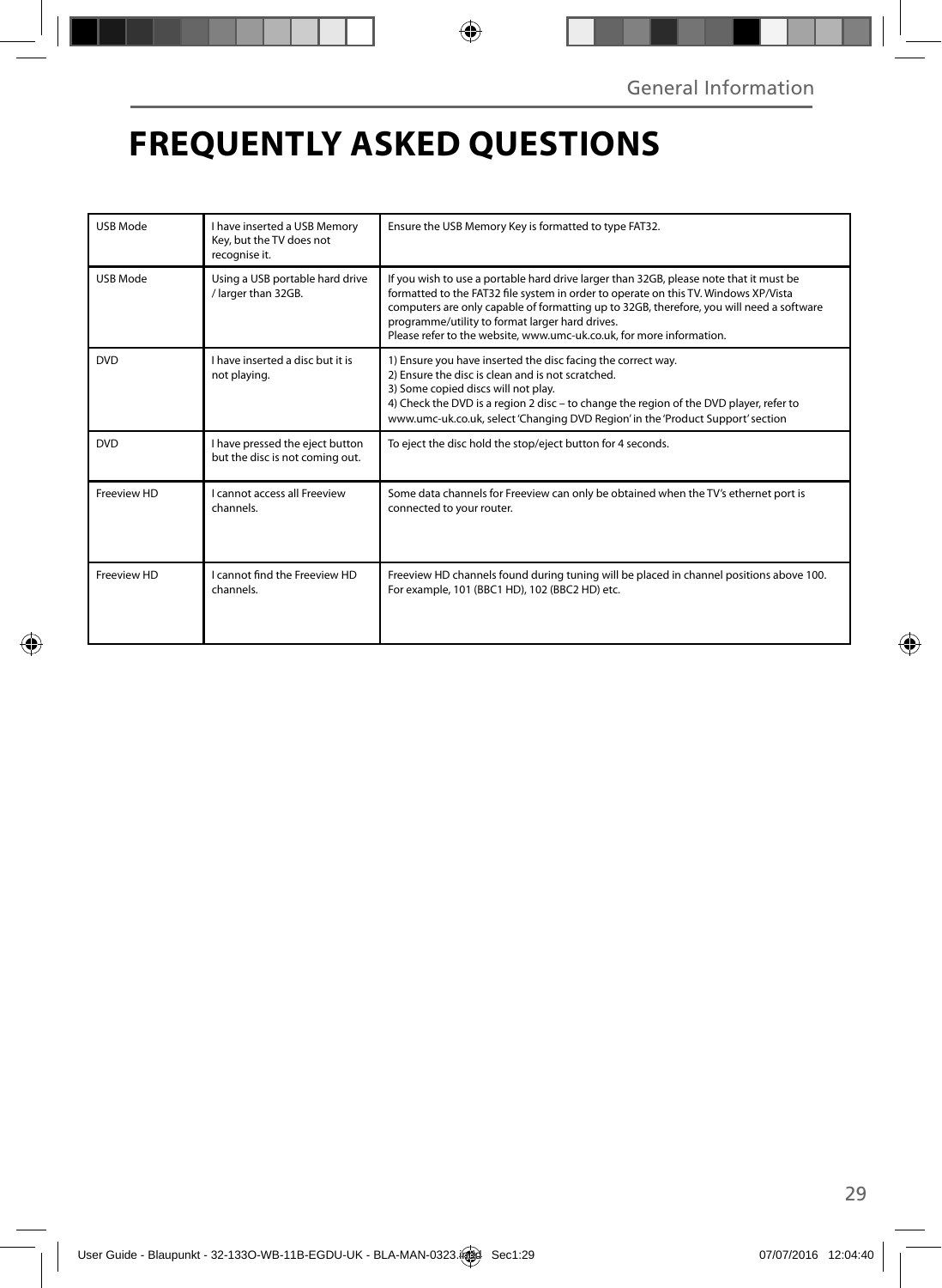# FREQUENTLY ASKED QUESTIONS

| | | |
|---|---|---|
| USB Mode | I have inserted a USB Memory Key, but the TV does not recognise it. | Ensure the USB Memory Key is formatted to type FAT32. |
| USB Mode | Using a USB portable hard drive / larger than 32GB. | If you wish to use a portable hard drive larger than 32GB, please note that it must be formatted to the FAT32 file system in order to operate on this TV. Windows XP/Vista computers are only capable of formatting up to 32GB, therefore, you will need a software programme/utility to format larger hard drives.<br>Please refer to the website, www.umc-uk.co.uk, for more information. |
| DVD | I have inserted a disc but it is not playing. | 1) Ensure you have inserted the disc facing the correct way.<br>2) Ensure the disc is clean and is not scratched.<br>3) Some copied discs will not play.<br>4) Check the DVD is a region 2 disc – to change the region of the DVD player, refer to www.umc-uk.co.uk, select 'Changing DVD Region' in the 'Product Support' section |
| DVD | I have pressed the eject button but the disc is not coming out. | To eject the disc hold the stop/eject button for 4 seconds. |
| Freeview HD | I cannot access all Freeview channels. | Some data channels for Freeview can only be obtained when the TV's ethernet port is connected to your router. |
| Freeview HD | I cannot find the Freeview HD channels. | Freeview HD channels found during tuning will be placed in channel positions above 100. For example, 101 (BBC1 HD), 102 (BBC2 HD) etc. |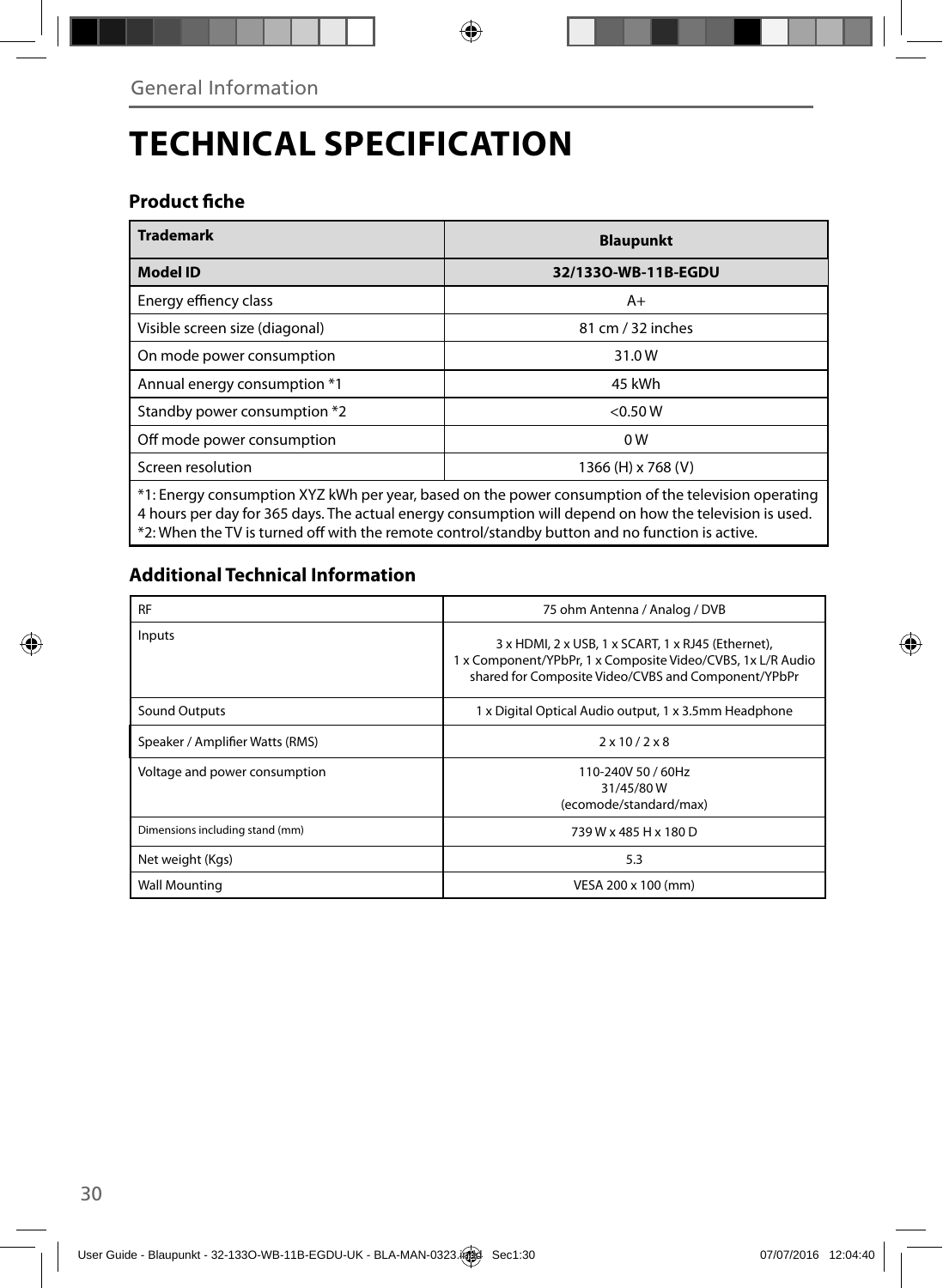# TECHNICAL SPECIFICATION

## Product fiche

| **Trademark** | **Blaupunkt** |
|---|---|
| **Model ID** | **32/133O-WB-11B-EGDU** |
| Energy effiency class | A+ |
| Visible screen size (diagonal) | 81 cm / 32 inches |
| On mode power consumption | 31.0 W |
| Annual energy consumption *1 | 45 kWh |
| Standby power consumption *2 | <0.50 W |
| Off mode power consumption | 0 W |
| Screen resolution | 1366 (H) x 768 (V) |

*1: Energy consumption XYZ kWh per year, based on the power consumption of the television operating 4 hours per day for 365 days. The actual energy consumption will depend on how the television is used.
*2: When the TV is turned off with the remote control/standby button and no function is active.

## Additional Technical Information

| RF | 75 ohm Antenna / Analog / DVB |
|---|---|
| Inputs | 3 x HDMI, 2 x USB, 1 x SCART, 1 x RJ45 (Ethernet), 1 x Component/YPbPr, 1 x Composite Video/CVBS, 1x L/R Audio shared for Composite Video/CVBS and Component/YPbPr |
| Sound Outputs | 1 x Digital Optical Audio output, 1 x 3.5mm Headphone |
| Speaker / Amplifier Watts (RMS) | 2 x 10 / 2 x 8 |
| Voltage and power consumption | 110-240V 50 / 60Hz<br>31/45/80 W<br>(ecomode/standard/max) |
| Dimensions including stand (mm) | 739 W x 485 H x 180 D |
| Net weight (Kgs) | 5.3 |
| Wall Mounting | VESA 200 x 100 (mm) |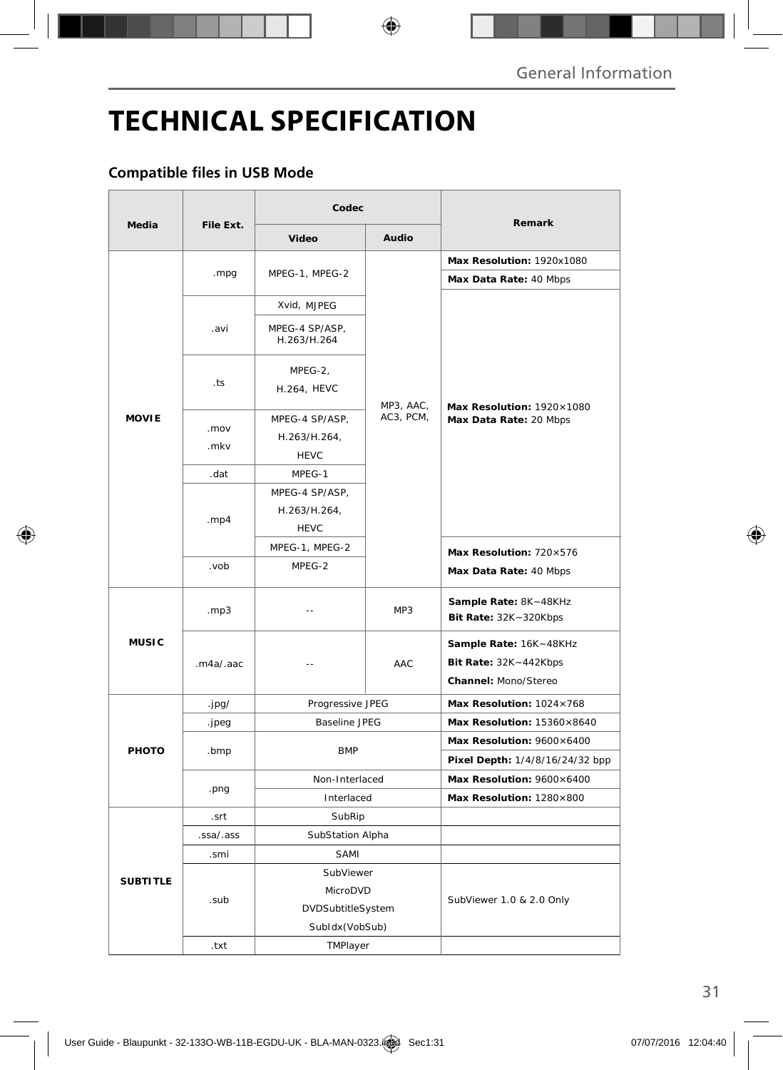# TECHNICAL SPECIFICATION

## Compatible files in USB Mode

| Media | File Ext. | Codec | | Remark |
|---|---|---|---|---|
| | | Video | Audio | |
| MOVIE | .mpg | MPEG-1, MPEG-2 | MP3, AAC, AC3, PCM, | **Max Resolution:** 1920x1080 |
| | | | | **Max Data Rate:** 40 Mbps |
| | .avi | Xvid, MJPEG | | **Max Resolution:** 1920×1080 **Max Data Rate:** 20 Mbps |
| | | MPEG-4 SP/ASP, H.263/H.264 | | |
| | .ts | MPEG-2, H.264, HEVC | | |
| | .mov .mkv | MPEG-4 SP/ASP, H.263/H.264, HEVC | | |
| | .dat | MPEG-1 | | |
| | .mp4 | MPEG-4 SP/ASP, H.263/H.264, HEVC | | |
| | | MPEG-1, MPEG-2 | | **Max Resolution:** 720×576 **Max Data Rate:** 40 Mbps |
| | .vob | MPEG-2 | | |
| MUSIC | .mp3 | -- | MP3 | **Sample Rate:** 8K~48KHz **Bit Rate:** 32K~320Kbps |
| | .m4a/.aac | -- | AAC | **Sample Rate:** 16K~48KHz **Bit Rate:** 32K~442Kbps **Channel:** Mono/Stereo |
| PHOTO | .jpg/ | Progressive JPEG | | **Max Resolution:** 1024×768 |
| | .jpeg | Baseline JPEG | | **Max Resolution:** 15360×8640 |
| | .bmp | BMP | | **Max Resolution:** 9600×6400 |
| | | | | **Pixel Depth:** 1/4/8/16/24/32 bpp |
| | .png | Non-Interlaced | | **Max Resolution:** 9600×6400 |
| | | Interlaced | | **Max Resolution:** 1280×800 |
| SUBTITLE | .srt | SubRip | | |
| | .ssa/.ass | SubStation Alpha | | |
| | .smi | SAMI | | |
| | .sub | SubViewer MicroDVD DVDSubtitleSystem SubIdx(VobSub) | | SubViewer 1.0 & 2.0 Only |
| | .txt | TMPlayer | | |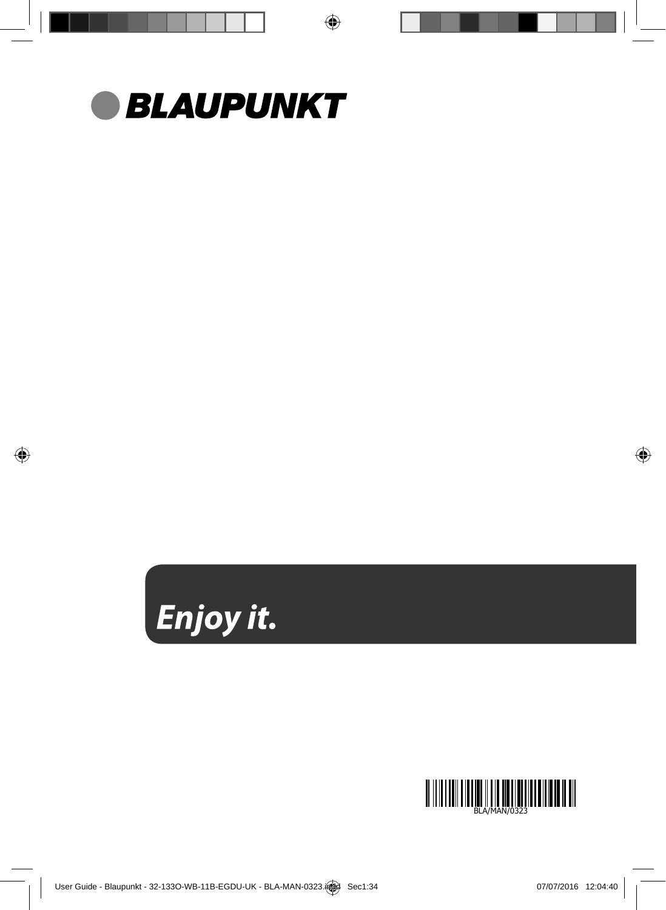BLAUPUNKT

*Enjoy it.*

BLA/MAN/0323